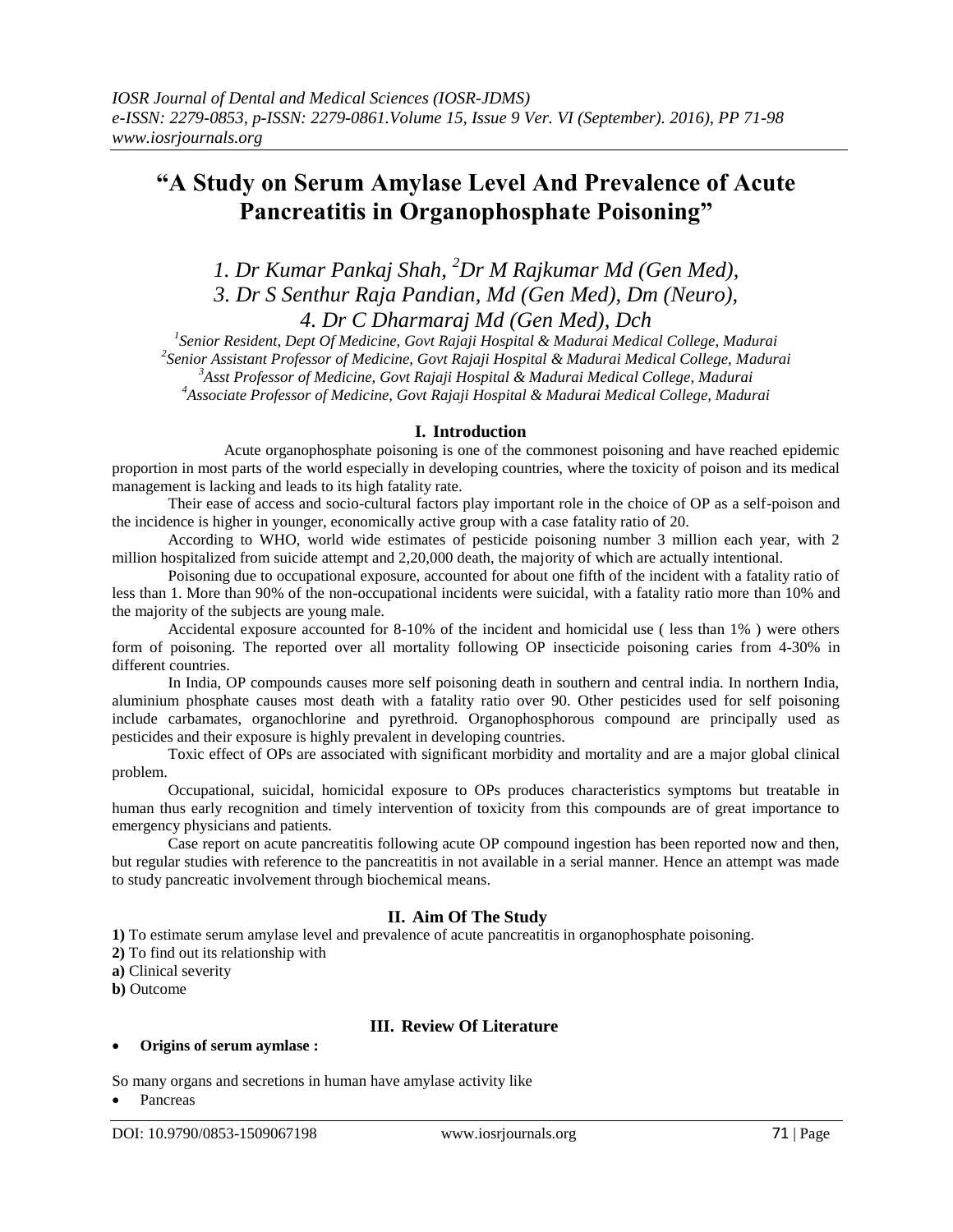# "A Study on Serum Amylase Level And Prevalence of Acute Pancreatitis in Organophosphate Poisoning"

*1. Dr Kumar Pankaj Shah, [2]Dr M Rajkumar Md (Gen Med), 3. Dr S Senthur Raja Pandian, Md (Gen Med), Dm (Neuro), 4. Dr C Dharmaraj Md (Gen Med), Dch*

[1]Senior Resident, Dept Of Medicine, Govt Rajaji Hospital & Madurai Medical College, Madurai
[2]Senior Assistant Professor of Medicine, Govt Rajaji Hospital & Madurai Medical College, Madurai
[3]Asst Professor of Medicine, Govt Rajaji Hospital & Madurai Medical College, Madurai
[4]Associate Professor of Medicine, Govt Rajaji Hospital & Madurai Medical College, Madurai

## I. Introduction

Acute organophosphate poisoning is one of the commonest poisoning and have reached epidemic proportion in most parts of the world especially in developing countries, where the toxicity of poison and its medical management is lacking and leads to its high fatality rate.

Their ease of access and socio-cultural factors play important role in the choice of OP as a self-poison and the incidence is higher in younger, economically active group with a case fatality ratio of 20.

According to WHO, world wide estimates of pesticide poisoning number 3 million each year, with 2 million hospitalized from suicide attempt and 2,20,000 death, the majority of which are actually intentional.

Poisoning due to occupational exposure, accounted for about one fifth of the incident with a fatality ratio of less than 1. More than 90% of the non-occupational incidents were suicidal, with a fatality ratio more than 10% and the majority of the subjects are young male.

Accidental exposure accounted for 8-10% of the incident and homicidal use ( less than 1% ) were others form of poisoning. The reported over all mortality following OP insecticide poisoning caries from 4-30% in different countries.

In India, OP compounds causes more self poisoning death in southern and central india. In northern India, aluminium phosphate causes most death with a fatality ratio over 90. Other pesticides used for self poisoning include carbamates, organochlorine and pyrethroid. Organophosphorous compound are principally used as pesticides and their exposure is highly prevalent in developing countries.

Toxic effect of OPs are associated with significant morbidity and mortality and are a major global clinical problem.

Occupational, suicidal, homicidal exposure to OPs produces characteristics symptoms but treatable in human thus early recognition and timely intervention of toxicity from this compounds are of great importance to emergency physicians and patients.

Case report on acute pancreatitis following acute OP compound ingestion has been reported now and then, but regular studies with reference to the pancreatitis in not available in a serial manner. Hence an attempt was made to study pancreatic involvement through biochemical means.

## II. Aim Of The Study

**1)** To estimate serum amylase level and prevalence of acute pancreatitis in organophosphate poisoning.
**2)** To find out its relationship with
**a)** Clinical severity
**b)** Outcome

## III. Review Of Literature

- **Origins of serum aymlase :**

So many organs and secretions in human have amylase activity like

- Pancreas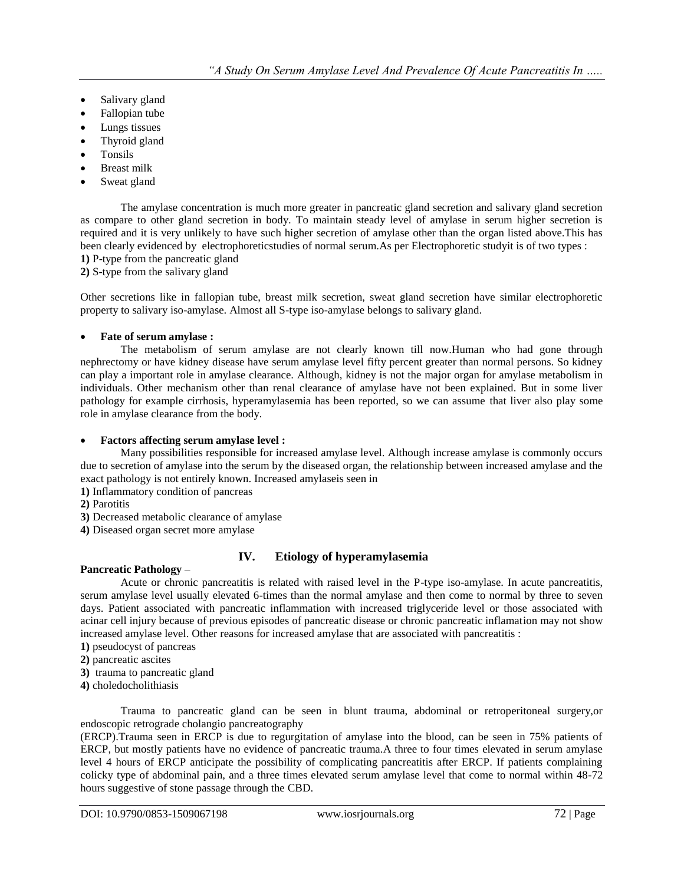- Salivary gland
- Fallopian tube
- Lungs tissues
- Thyroid gland
- Tonsils
- Breast milk
- Sweat gland

The amylase concentration is much more greater in pancreatic gland secretion and salivary gland secretion as compare to other gland secretion in body. To maintain steady level of amylase in serum higher secretion is required and it is very unlikely to have such higher secretion of amylase other than the organ listed above.This has been clearly evidenced by electrophoreticstudies of normal serum.As per Electrophoretic studyit is of two types :

**1)** P-type from the pancreatic gland
**2)** S-type from the salivary gland

Other secretions like in fallopian tube, breast milk secretion, sweat gland secretion have similar electrophoretic property to salivary iso-amylase. Almost all S-type iso-amylase belongs to salivary gland.

- **Fate of serum amylase :**

The metabolism of serum amylase are not clearly known till now.Human who had gone through nephrectomy or have kidney disease have serum amylase level fifty percent greater than normal persons. So kidney can play a important role in amylase clearance. Although, kidney is not the major organ for amylase metabolism in individuals. Other mechanism other than renal clearance of amylase have not been explained. But in some liver pathology for example cirrhosis, hyperamylasemia has been reported, so we can assume that liver also play some role in amylase clearance from the body.

- **Factors affecting serum amylase level :**

Many possibilities responsible for increased amylase level. Although increase amylase is commonly occurs due to secretion of amylase into the serum by the diseased organ, the relationship between increased amylase and the exact pathology is not entirely known. Increased amylaseis seen in

**1)** Inflammatory condition of pancreas
**2)** Parotitis
**3)** Decreased metabolic clearance of amylase
**4)** Diseased organ secret more amylase

## IV. Etiology of hyperamylasemia

**Pancreatic Pathology** –

Acute or chronic pancreatitis is related with raised level in the P-type iso-amylase. In acute pancreatitis, serum amylase level usually elevated 6-times than the normal amylase and then come to normal by three to seven days. Patient associated with pancreatic inflammation with increased triglyceride level or those associated with acinar cell injury because of previous episodes of pancreatic disease or chronic pancreatic inflamation may not show increased amylase level. Other reasons for increased amylase that are associated with pancreatitis :

**1)** pseudocyst of pancreas
**2)** pancreatic ascites
**3)** trauma to pancreatic gland
**4)** choledocholithiasis

Trauma to pancreatic gland can be seen in blunt trauma, abdominal or retroperitoneal surgery,or endoscopic retrograde cholangio pancreatography (ERCP).Trauma seen in ERCP is due to regurgitation of amylase into the blood, can be seen in 75% patients of ERCP, but mostly patients have no evidence of pancreatic trauma.A three to four times elevated in serum amylase level 4 hours of ERCP anticipate the possibility of complicating pancreatitis after ERCP. If patients complaining colicky type of abdominal pain, and a three times elevated serum amylase level that come to normal within 48-72 hours suggestive of stone passage through the CBD.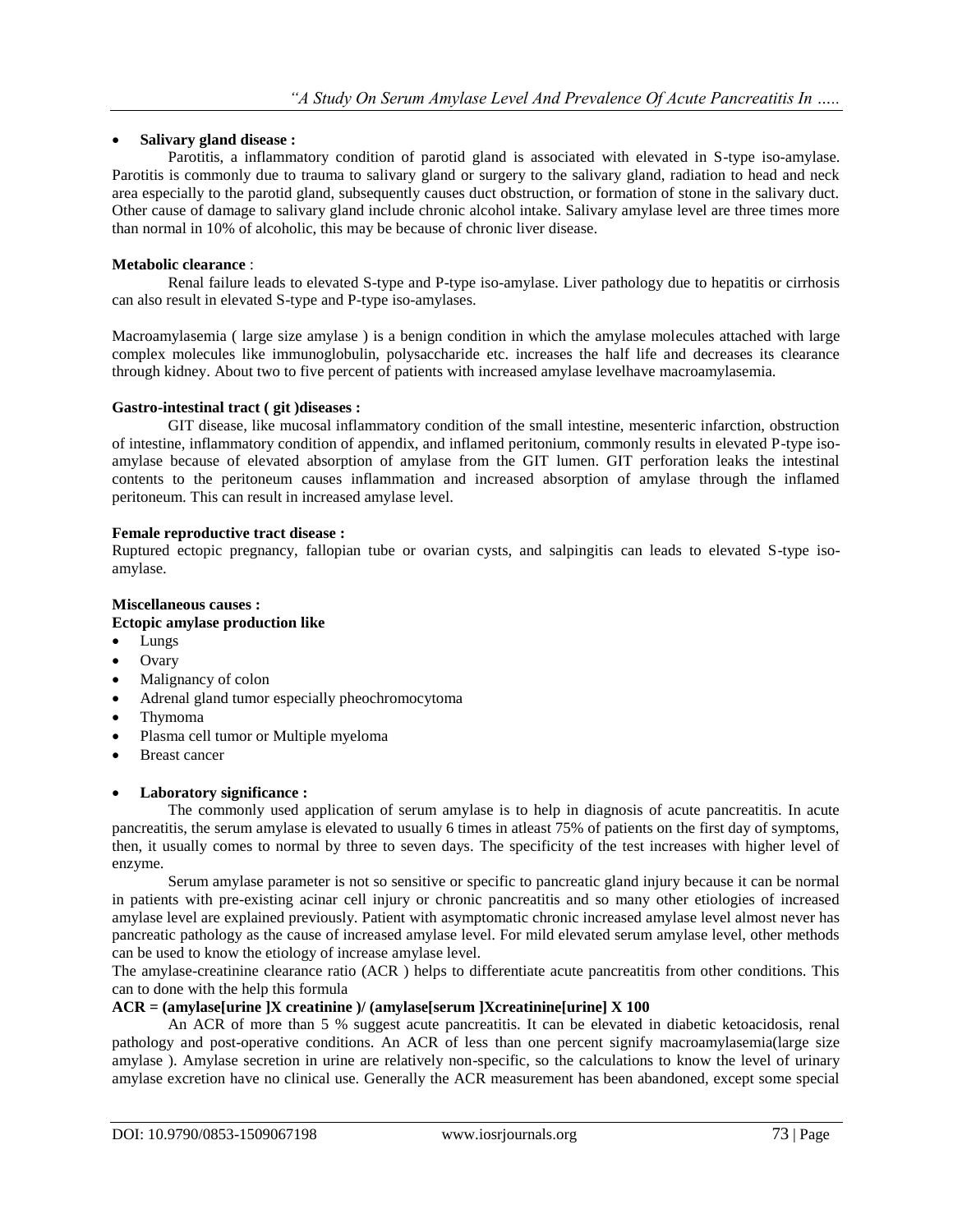- **Salivary gland disease :**

Parotitis, a inflammatory condition of parotid gland is associated with elevated in S-type iso-amylase. Parotitis is commonly due to trauma to salivary gland or surgery to the salivary gland, radiation to head and neck area especially to the parotid gland, subsequently causes duct obstruction, or formation of stone in the salivary duct. Other cause of damage to salivary gland include chronic alcohol intake. Salivary amylase level are three times more than normal in 10% of alcoholic, this may be because of chronic liver disease.

**Metabolic clearance** :

Renal failure leads to elevated S-type and P-type iso-amylase. Liver pathology due to hepatitis or cirrhosis can also result in elevated S-type and P-type iso-amylases.

Macroamylasemia ( large size amylase ) is a benign condition in which the amylase molecules attached with large complex molecules like immunoglobulin, polysaccharide etc. increases the half life and decreases its clearance through kidney. About two to five percent of patients with increased amylase levelhave macroamylasemia.

**Gastro-intestinal tract ( git )diseases :**

GIT disease, like mucosal inflammatory condition of the small intestine, mesenteric infarction, obstruction of intestine, inflammatory condition of appendix, and inflamed peritonium, commonly results in elevated P-type iso-amylase because of elevated absorption of amylase from the GIT lumen. GIT perforation leaks the intestinal contents to the peritoneum causes inflammation and increased absorption of amylase through the inflamed peritoneum. This can result in increased amylase level.

**Female reproductive tract disease :**

Ruptured ectopic pregnancy, fallopian tube or ovarian cysts, and salpingitis can leads to elevated S-type iso-amylase.

**Miscellaneous causes :**

**Ectopic amylase production like**

- Lungs
- Ovary
- Malignancy of colon
- Adrenal gland tumor especially pheochromocytoma
- Thymoma
- Plasma cell tumor or Multiple myeloma
- Breast cancer

- **Laboratory significance :**

The commonly used application of serum amylase is to help in diagnosis of acute pancreatitis. In acute pancreatitis, the serum amylase is elevated to usually 6 times in atleast 75% of patients on the first day of symptoms, then, it usually comes to normal by three to seven days. The specificity of the test increases with higher level of enzyme.

Serum amylase parameter is not so sensitive or specific to pancreatic gland injury because it can be normal in patients with pre-existing acinar cell injury or chronic pancreatitis and so many other etiologies of increased amylase level are explained previously. Patient with asymptomatic chronic increased amylase level almost never has pancreatic pathology as the cause of increased amylase level. For mild elevated serum amylase level, other methods can be used to know the etiology of increase amylase level.

The amylase-creatinine clearance ratio (ACR ) helps to differentiate acute pancreatitis from other conditions. This can to done with the help this formula

**ACR = (amylase[urine ]X creatinine )/ (amylase[serum ]Xcreatinine[urine] X 100**

An ACR of more than 5 % suggest acute pancreatitis. It can be elevated in diabetic ketoacidosis, renal pathology and post-operative conditions. An ACR of less than one percent signify macroamylasemia(large size amylase ). Amylase secretion in urine are relatively non-specific, so the calculations to know the level of urinary amylase excretion have no clinical use. Generally the ACR measurement has been abandoned, except some special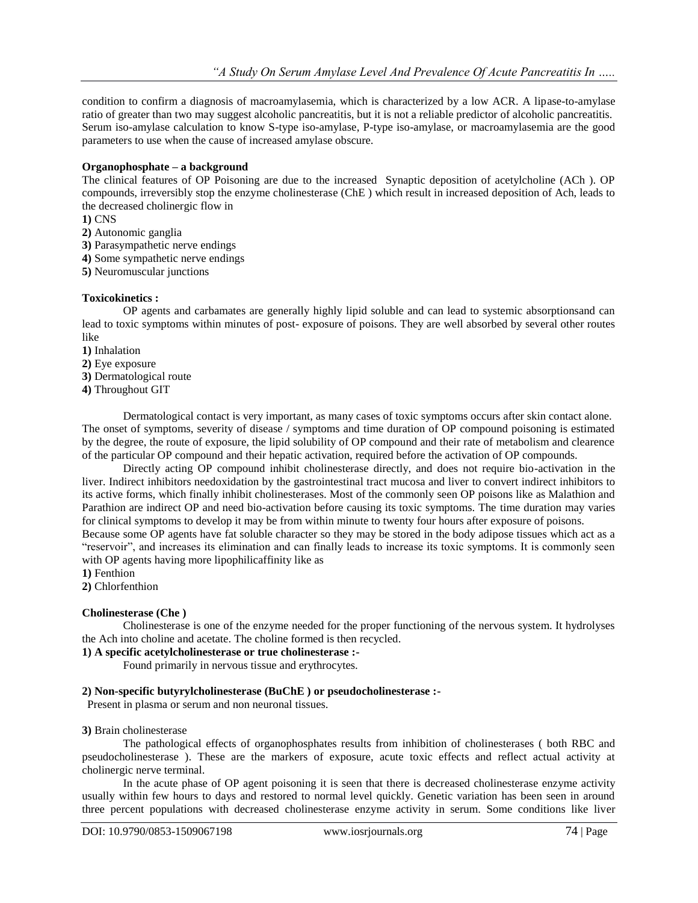condition to confirm a diagnosis of macroamylasemia, which is characterized by a low ACR. A lipase-to-amylase ratio of greater than two may suggest alcoholic pancreatitis, but it is not a reliable predictor of alcoholic pancreatitis. Serum iso-amylase calculation to know S-type iso-amylase, P-type iso-amylase, or macroamylasemia are the good parameters to use when the cause of increased amylase obscure.

**Organophosphate – a background**

The clinical features of OP Poisoning are due to the increased Synaptic deposition of acetylcholine (ACh ). OP compounds, irreversibly stop the enzyme cholinesterase (ChE ) which result in increased deposition of Ach, leads to the decreased cholinergic flow in

**1)** CNS
**2)** Autonomic ganglia
**3)** Parasympathetic nerve endings
**4)** Some sympathetic nerve endings
**5)** Neuromuscular junctions

**Toxicokinetics :**

OP agents and carbamates are generally highly lipid soluble and can lead to systemic absorptionsand can lead to toxic symptoms within minutes of post- exposure of poisons. They are well absorbed by several other routes like

**1)** Inhalation
**2)** Eye exposure
**3)** Dermatological route
**4)** Throughout GIT

Dermatological contact is very important, as many cases of toxic symptoms occurs after skin contact alone. The onset of symptoms, severity of disease / symptoms and time duration of OP compound poisoning is estimated by the degree, the route of exposure, the lipid solubility of OP compound and their rate of metabolism and clearence of the particular OP compound and their hepatic activation, required before the activation of OP compounds.

Directly acting OP compound inhibit cholinesterase directly, and does not require bio-activation in the liver. Indirect inhibitors needoxidation by the gastrointestinal tract mucosa and liver to convert indirect inhibitors to its active forms, which finally inhibit cholinesterases. Most of the commonly seen OP poisons like as Malathion and Parathion are indirect OP and need bio-activation before causing its toxic symptoms. The time duration may varies for clinical symptoms to develop it may be from within minute to twenty four hours after exposure of poisons.

Because some OP agents have fat soluble character so they may be stored in the body adipose tissues which act as a "reservoir", and increases its elimination and can finally leads to increase its toxic symptoms. It is commonly seen with OP agents having more lipophilicaffinity like as

**1)** Fenthion
**2)** Chlorfenthion

**Cholinesterase (Che )**

Cholinesterase is one of the enzyme needed for the proper functioning of the nervous system. It hydrolyses the Ach into choline and acetate. The choline formed is then recycled.

**1) A specific acetylcholinesterase or true cholinesterase :-**

Found primarily in nervous tissue and erythrocytes.

**2) Non-specific butyrylcholinesterase (BuChE ) or pseudocholinesterase :-**

Present in plasma or serum and non neuronal tissues.

**3)** Brain cholinesterase

The pathological effects of organophosphates results from inhibition of cholinesterases ( both RBC and pseudocholinesterase ). These are the markers of exposure, acute toxic effects and reflect actual activity at cholinergic nerve terminal.

In the acute phase of OP agent poisoning it is seen that there is decreased cholinesterase enzyme activity usually within few hours to days and restored to normal level quickly. Genetic variation has been seen in around three percent populations with decreased cholinesterase enzyme activity in serum. Some conditions like liver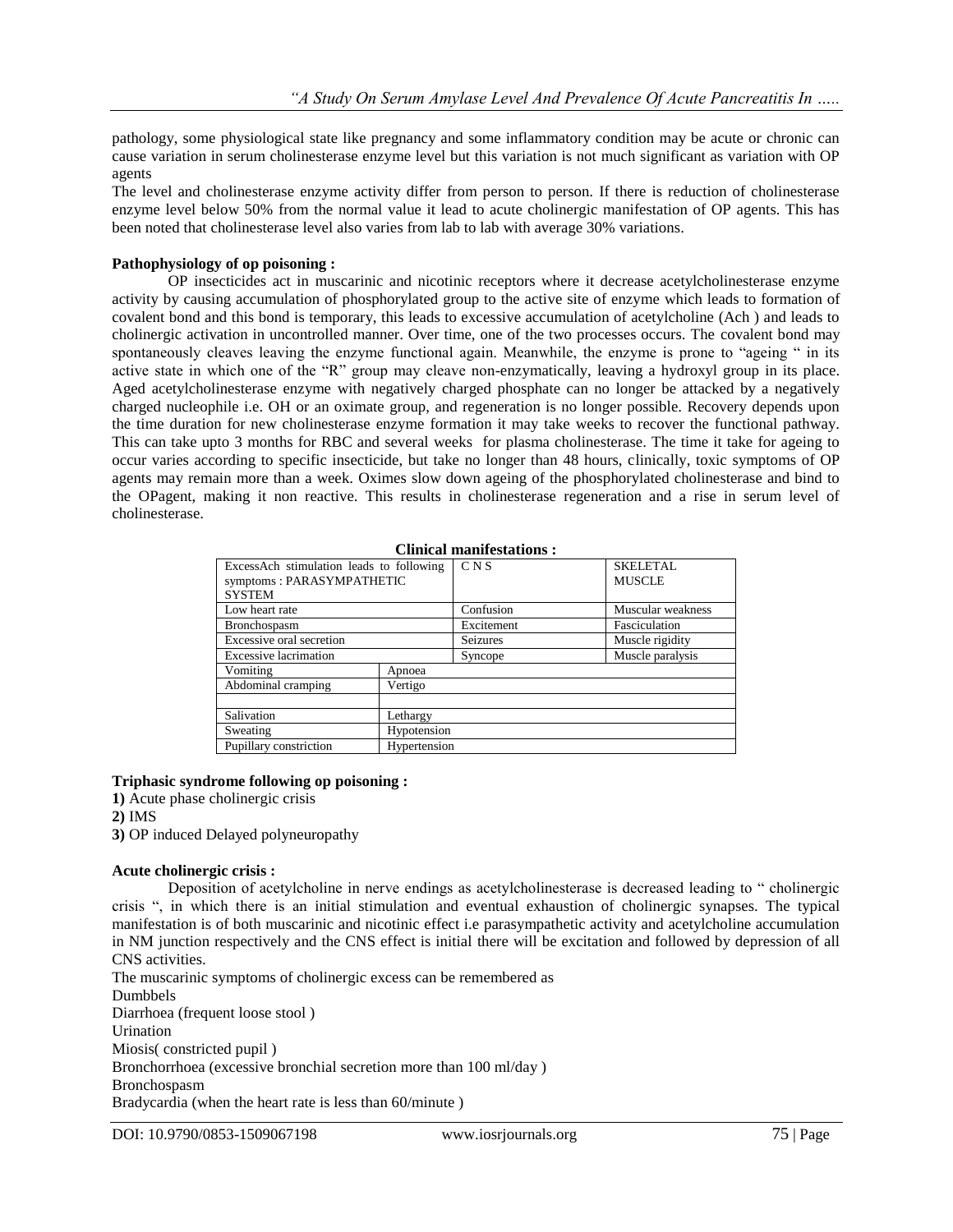pathology, some physiological state like pregnancy and some inflammatory condition may be acute or chronic can cause variation in serum cholinesterase enzyme level but this variation is not much significant as variation with OP agents

The level and cholinesterase enzyme activity differ from person to person. If there is reduction of cholinesterase enzyme level below 50% from the normal value it lead to acute cholinergic manifestation of OP agents. This has been noted that cholinesterase level also varies from lab to lab with average 30% variations.

**Pathophysiology of op poisoning :**

OP insecticides act in muscarinic and nicotinic receptors where it decrease acetylcholinesterase enzyme activity by causing accumulation of phosphorylated group to the active site of enzyme which leads to formation of covalent bond and this bond is temporary, this leads to excessive accumulation of acetylcholine (Ach ) and leads to cholinergic activation in uncontrolled manner. Over time, one of the two processes occurs. The covalent bond may spontaneously cleaves leaving the enzyme functional again. Meanwhile, the enzyme is prone to "ageing " in its active state in which one of the "R" group may cleave non-enzymatically, leaving a hydroxyl group in its place. Aged acetylcholinesterase enzyme with negatively charged phosphate can no longer be attacked by a negatively charged nucleophile i.e. OH or an oximate group, and regeneration is no longer possible. Recovery depends upon the time duration for new cholinesterase enzyme formation it may take weeks to recover the functional pathway. This can take upto 3 months for RBC and several weeks for plasma cholinesterase. The time it take for ageing to occur varies according to specific insecticide, but take no longer than 48 hours, clinically, toxic symptoms of OP agents may remain more than a week. Oximes slow down ageing of the phosphorylated cholinesterase and bind to the OPagent, making it non reactive. This results in cholinesterase regeneration and a rise in serum level of cholinesterase.

**Clinical manifestations :**

| ExcessAch stimulation leads to following symptoms : PARASYMPATHETIC SYSTEM | | C N S | SKELETAL MUSCLE |
|---|---|---|---|
| Low heart rate | | Confusion | Muscular weakness |
| Bronchospasm | | Excitement | Fasciculation |
| Excessive oral secretion | | Seizures | Muscle rigidity |
| Excessive lacrimation | | Syncope | Muscle paralysis |
| Vomiting | Apnoea | | |
| Abdominal cramping | Vertigo | | |
| | | | |
| Salivation | Lethargy | | |
| Sweating | Hypotension | | |
| Pupillary constriction | Hypertension | | |

**Triphasic syndrome following op poisoning :**

**1)** Acute phase cholinergic crisis
**2)** IMS
**3)** OP induced Delayed polyneuropathy

**Acute cholinergic crisis :**

Deposition of acetylcholine in nerve endings as acetylcholinesterase is decreased leading to " cholinergic crisis ", in which there is an initial stimulation and eventual exhaustion of cholinergic synapses. The typical manifestation is of both muscarinic and nicotinic effect i.e parasympathetic activity and acetylcholine accumulation in NM junction respectively and the CNS effect is initial there will be excitation and followed by depression of all CNS activities.

The muscarinic symptoms of cholinergic excess can be remembered as
Dumbbels
Diarrhoea (frequent loose stool )
Urination
Miosis( constricted pupil )
Bronchorrhoea (excessive bronchial secretion more than 100 ml/day )
Bronchospasm
Bradycardia (when the heart rate is less than 60/minute )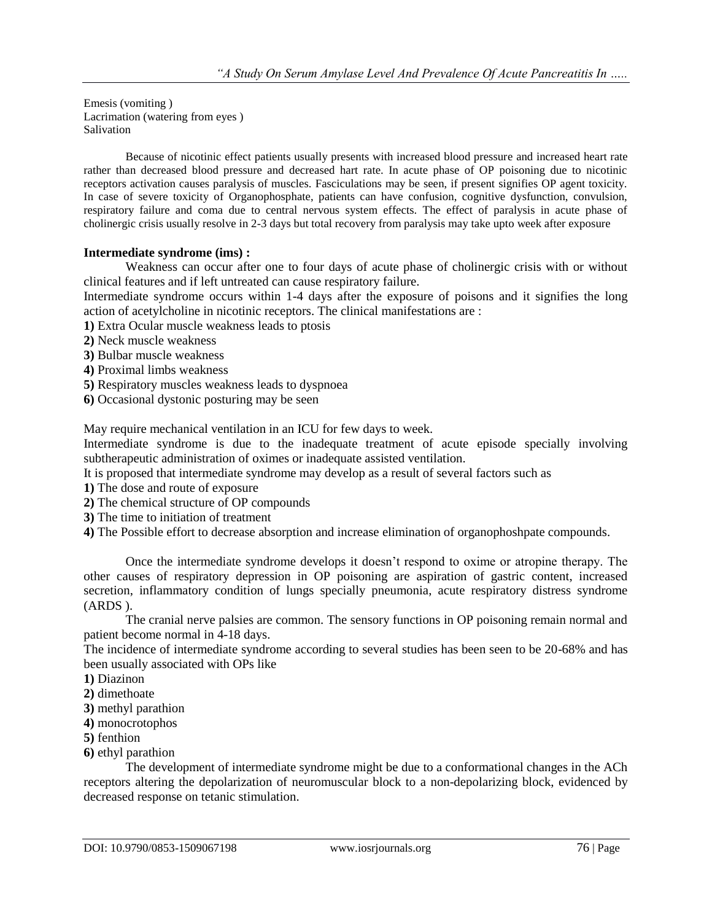Emesis (vomiting )
Lacrimation (watering from eyes )
Salivation

Because of nicotinic effect patients usually presents with increased blood pressure and increased heart rate rather than decreased blood pressure and decreased hart rate. In acute phase of OP poisoning due to nicotinic receptors activation causes paralysis of muscles. Fasciculations may be seen, if present signifies OP agent toxicity. In case of severe toxicity of Organophosphate, patients can have confusion, cognitive dysfunction, convulsion, respiratory failure and coma due to central nervous system effects. The effect of paralysis in acute phase of cholinergic crisis usually resolve in 2-3 days but total recovery from paralysis may take upto week after exposure

**Intermediate syndrome (ims) :**

Weakness can occur after one to four days of acute phase of cholinergic crisis with or without clinical features and if left untreated can cause respiratory failure.

Intermediate syndrome occurs within 1-4 days after the exposure of poisons and it signifies the long action of acetylcholine in nicotinic receptors. The clinical manifestations are :

**1)** Extra Ocular muscle weakness leads to ptosis
**2)** Neck muscle weakness
**3)** Bulbar muscle weakness
**4)** Proximal limbs weakness
**5)** Respiratory muscles weakness leads to dyspnoea
**6)** Occasional dystonic posturing may be seen

May require mechanical ventilation in an ICU for few days to week.

Intermediate syndrome is due to the inadequate treatment of acute episode specially involving subtherapeutic administration of oximes or inadequate assisted ventilation.

It is proposed that intermediate syndrome may develop as a result of several factors such as

**1)** The dose and route of exposure
**2)** The chemical structure of OP compounds
**3)** The time to initiation of treatment
**4)** The Possible effort to decrease absorption and increase elimination of organophoshpate compounds.

Once the intermediate syndrome develops it doesn't respond to oxime or atropine therapy. The other causes of respiratory depression in OP poisoning are aspiration of gastric content, increased secretion, inflammatory condition of lungs specially pneumonia, acute respiratory distress syndrome (ARDS ).

The cranial nerve palsies are common. The sensory functions in OP poisoning remain normal and patient become normal in 4-18 days.

The incidence of intermediate syndrome according to several studies has been seen to be 20-68% and has been usually associated with OPs like

**1)** Diazinon
**2)** dimethoate
**3)** methyl parathion
**4)** monocrotophos
**5)** fenthion
**6)** ethyl parathion

The development of intermediate syndrome might be due to a conformational changes in the ACh receptors altering the depolarization of neuromuscular block to a non-depolarizing block, evidenced by decreased response on tetanic stimulation.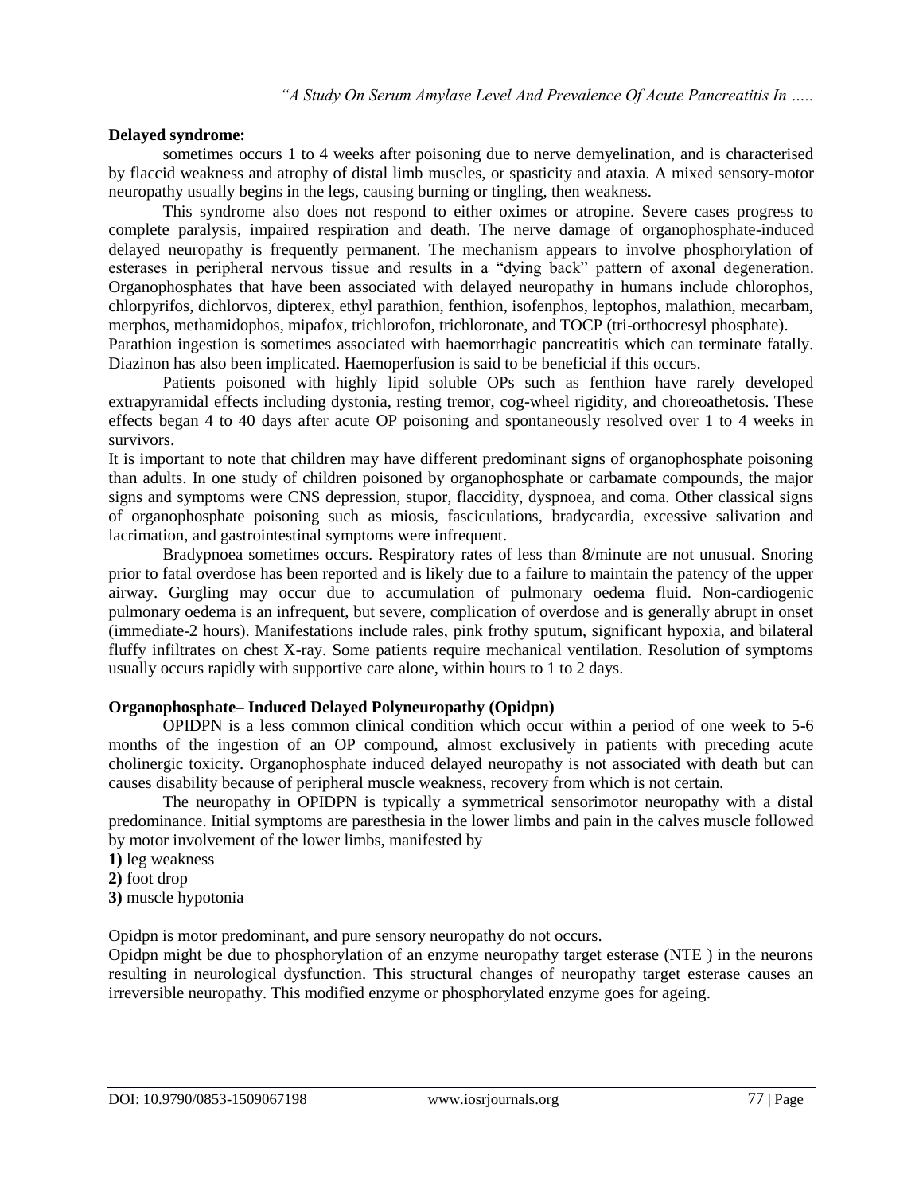**Delayed syndrome:**

sometimes occurs 1 to 4 weeks after poisoning due to nerve demyelination, and is characterised by flaccid weakness and atrophy of distal limb muscles, or spasticity and ataxia. A mixed sensory-motor neuropathy usually begins in the legs, causing burning or tingling, then weakness.

This syndrome also does not respond to either oximes or atropine. Severe cases progress to complete paralysis, impaired respiration and death. The nerve damage of organophosphate-induced delayed neuropathy is frequently permanent. The mechanism appears to involve phosphorylation of esterases in peripheral nervous tissue and results in a "dying back" pattern of axonal degeneration. Organophosphates that have been associated with delayed neuropathy in humans include chlorophos, chlorpyrifos, dichlorvos, dipterex, ethyl parathion, fenthion, isofenphos, leptophos, malathion, mecarbam, merphos, methamidophos, mipafox, trichlorofon, trichloronate, and TOCP (tri-orthocresyl phosphate).

Parathion ingestion is sometimes associated with haemorrhagic pancreatitis which can terminate fatally. Diazinon has also been implicated. Haemoperfusion is said to be beneficial if this occurs.

Patients poisoned with highly lipid soluble OPs such as fenthion have rarely developed extrapyramidal effects including dystonia, resting tremor, cog-wheel rigidity, and choreoathetosis. These effects began 4 to 40 days after acute OP poisoning and spontaneously resolved over 1 to 4 weeks in survivors.

It is important to note that children may have different predominant signs of organophosphate poisoning than adults. In one study of children poisoned by organophosphate or carbamate compounds, the major signs and symptoms were CNS depression, stupor, flaccidity, dyspnoea, and coma. Other classical signs of organophosphate poisoning such as miosis, fasciculations, bradycardia, excessive salivation and lacrimation, and gastrointestinal symptoms were infrequent.

Bradypnoea sometimes occurs. Respiratory rates of less than 8/minute are not unusual. Snoring prior to fatal overdose has been reported and is likely due to a failure to maintain the patency of the upper airway. Gurgling may occur due to accumulation of pulmonary oedema fluid. Non-cardiogenic pulmonary oedema is an infrequent, but severe, complication of overdose and is generally abrupt in onset (immediate-2 hours). Manifestations include rales, pink frothy sputum, significant hypoxia, and bilateral fluffy infiltrates on chest X-ray. Some patients require mechanical ventilation. Resolution of symptoms usually occurs rapidly with supportive care alone, within hours to 1 to 2 days.

**Organophosphate– Induced Delayed Polyneuropathy (Opidpn)**

OPIDPN is a less common clinical condition which occur within a period of one week to 5-6 months of the ingestion of an OP compound, almost exclusively in patients with preceding acute cholinergic toxicity. Organophosphate induced delayed neuropathy is not associated with death but can causes disability because of peripheral muscle weakness, recovery from which is not certain.

The neuropathy in OPIDPN is typically a symmetrical sensorimotor neuropathy with a distal predominance. Initial symptoms are paresthesia in the lower limbs and pain in the calves muscle followed by motor involvement of the lower limbs, manifested by

**1)** leg weakness
**2)** foot drop
**3)** muscle hypotonia

Opidpn is motor predominant, and pure sensory neuropathy do not occurs.

Opidpn might be due to phosphorylation of an enzyme neuropathy target esterase (NTE ) in the neurons resulting in neurological dysfunction. This structural changes of neuropathy target esterase causes an irreversible neuropathy. This modified enzyme or phosphorylated enzyme goes for ageing.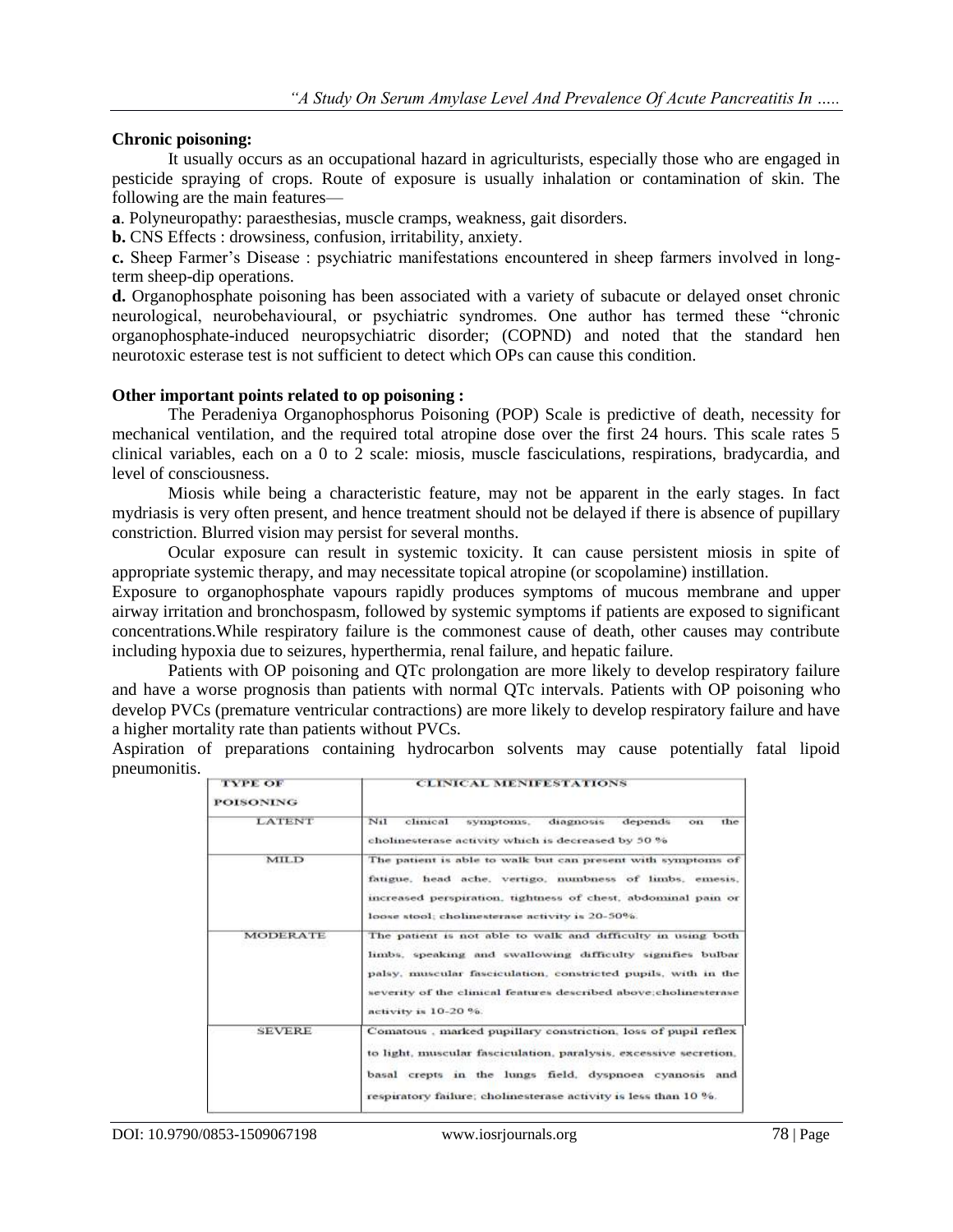**Chronic poisoning:**

It usually occurs as an occupational hazard in agriculturists, especially those who are engaged in pesticide spraying of crops. Route of exposure is usually inhalation or contamination of skin. The following are the main features—

**a**. Polyneuropathy: paraesthesias, muscle cramps, weakness, gait disorders.

**b.** CNS Effects : drowsiness, confusion, irritability, anxiety.

**c.** Sheep Farmer's Disease : psychiatric manifestations encountered in sheep farmers involved in long-term sheep-dip operations.

**d.** Organophosphate poisoning has been associated with a variety of subacute or delayed onset chronic neurological, neurobehavioural, or psychiatric syndromes. One author has termed these "chronic organophosphate-induced neuropsychiatric disorder; (COPND) and noted that the standard hen neurotoxic esterase test is not sufficient to detect which OPs can cause this condition.

**Other important points related to op poisoning :**

The Peradeniya Organophosphorus Poisoning (POP) Scale is predictive of death, necessity for mechanical ventilation, and the required total atropine dose over the first 24 hours. This scale rates 5 clinical variables, each on a 0 to 2 scale: miosis, muscle fasciculations, respirations, bradycardia, and level of consciousness.

Miosis while being a characteristic feature, may not be apparent in the early stages. In fact mydriasis is very often present, and hence treatment should not be delayed if there is absence of pupillary constriction. Blurred vision may persist for several months.

Ocular exposure can result in systemic toxicity. It can cause persistent miosis in spite of appropriate systemic therapy, and may necessitate topical atropine (or scopolamine) instillation.

Exposure to organophosphate vapours rapidly produces symptoms of mucous membrane and upper airway irritation and bronchospasm, followed by systemic symptoms if patients are exposed to significant concentrations.While respiratory failure is the commonest cause of death, other causes may contribute including hypoxia due to seizures, hyperthermia, renal failure, and hepatic failure.

Patients with OP poisoning and QTc prolongation are more likely to develop respiratory failure and have a worse prognosis than patients with normal QTc intervals. Patients with OP poisoning who develop PVCs (premature ventricular contractions) are more likely to develop respiratory failure and have a higher mortality rate than patients without PVCs.

Aspiration of preparations containing hydrocarbon solvents may cause potentially fatal lipoid pneumonitis.

| TYPE OF POISONING | CLINICAL MENIFESTATIONS |
|---|---|
| LATENT | Nil clinical symptoms, diagnosis depends on the cholinesterase activity which is decreased by 50 % |
| MILD | The patient is able to walk but can present with symptoms of fatigue, head ache, vertigo, numbness of limbs, emesis, increased perspiration, tightness of chest, abdominal pain or loose stool; cholinesterase activity is 20-50%. |
| MODERATE | The patient is not able to walk and difficulty in using both limbs, speaking and swallowing difficulty signifies bulbar palsy, muscular fasciculation, constricted pupils, with in the severity of the clinical features described above;cholinesterase activity is 10-20 %. |
| SEVERE | Comatous , marked pupillary constriction, loss of pupil reflex to light, muscular fasciculation, paralysis, excessive secretion, basal crepts in the lungs field, dyspnoea cyanosis and respiratory failure; cholinesterase activity is less than 10 %. |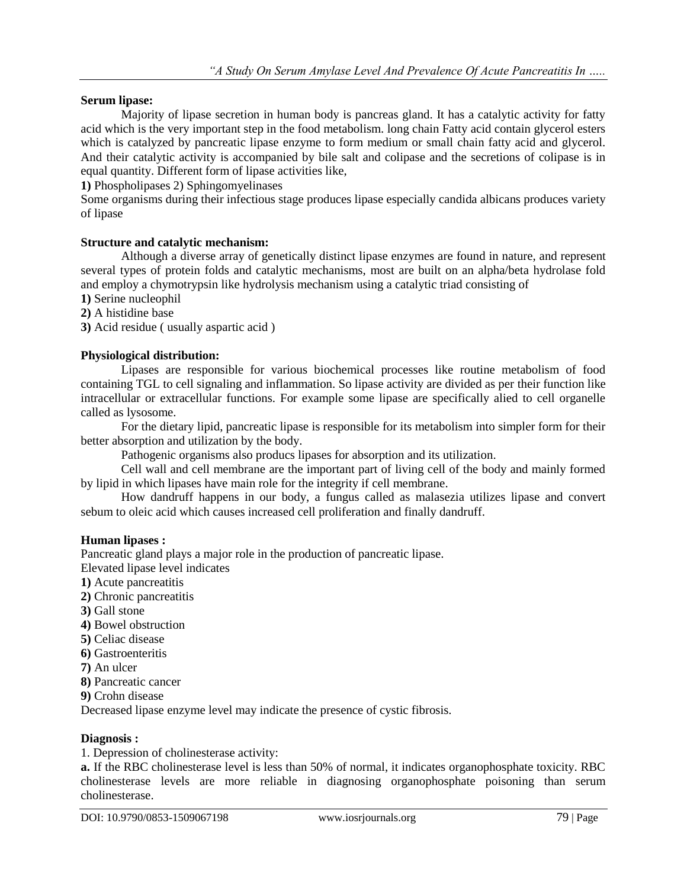**Serum lipase:**

Majority of lipase secretion in human body is pancreas gland. It has a catalytic activity for fatty acid which is the very important step in the food metabolism. long chain Fatty acid contain glycerol esters which is catalyzed by pancreatic lipase enzyme to form medium or small chain fatty acid and glycerol. And their catalytic activity is accompanied by bile salt and colipase and the secretions of colipase is in equal quantity. Different form of lipase activities like,

**1)** Phospholipases 2) Sphingomyelinases

Some organisms during their infectious stage produces lipase especially candida albicans produces variety of lipase

**Structure and catalytic mechanism:**

Although a diverse array of genetically distinct lipase enzymes are found in nature, and represent several types of protein folds and catalytic mechanisms, most are built on an alpha/beta hydrolase fold and employ a chymotrypsin like hydrolysis mechanism using a catalytic triad consisting of

**1)** Serine nucleophil
**2)** A histidine base
**3)** Acid residue ( usually aspartic acid )

**Physiological distribution:**

Lipases are responsible for various biochemical processes like routine metabolism of food containing TGL to cell signaling and inflammation. So lipase activity are divided as per their function like intracellular or extracellular functions. For example some lipase are specifically alied to cell organelle called as lysosome.

For the dietary lipid, pancreatic lipase is responsible for its metabolism into simpler form for their better absorption and utilization by the body.

Pathogenic organisms also producs lipases for absorption and its utilization.

Cell wall and cell membrane are the important part of living cell of the body and mainly formed by lipid in which lipases have main role for the integrity if cell membrane.

How dandruff happens in our body, a fungus called as malasezia utilizes lipase and convert sebum to oleic acid which causes increased cell proliferation and finally dandruff.

**Human lipases :**

Pancreatic gland plays a major role in the production of pancreatic lipase.
Elevated lipase level indicates

**1)** Acute pancreatitis
**2)** Chronic pancreatitis
**3)** Gall stone
**4)** Bowel obstruction
**5)** Celiac disease
**6)** Gastroenteritis
**7)** An ulcer
**8)** Pancreatic cancer
**9)** Crohn disease

Decreased lipase enzyme level may indicate the presence of cystic fibrosis.

**Diagnosis :**

1. Depression of cholinesterase activity:

**a.** If the RBC cholinesterase level is less than 50% of normal, it indicates organophosphate toxicity. RBC cholinesterase levels are more reliable in diagnosing organophosphate poisoning than serum cholinesterase.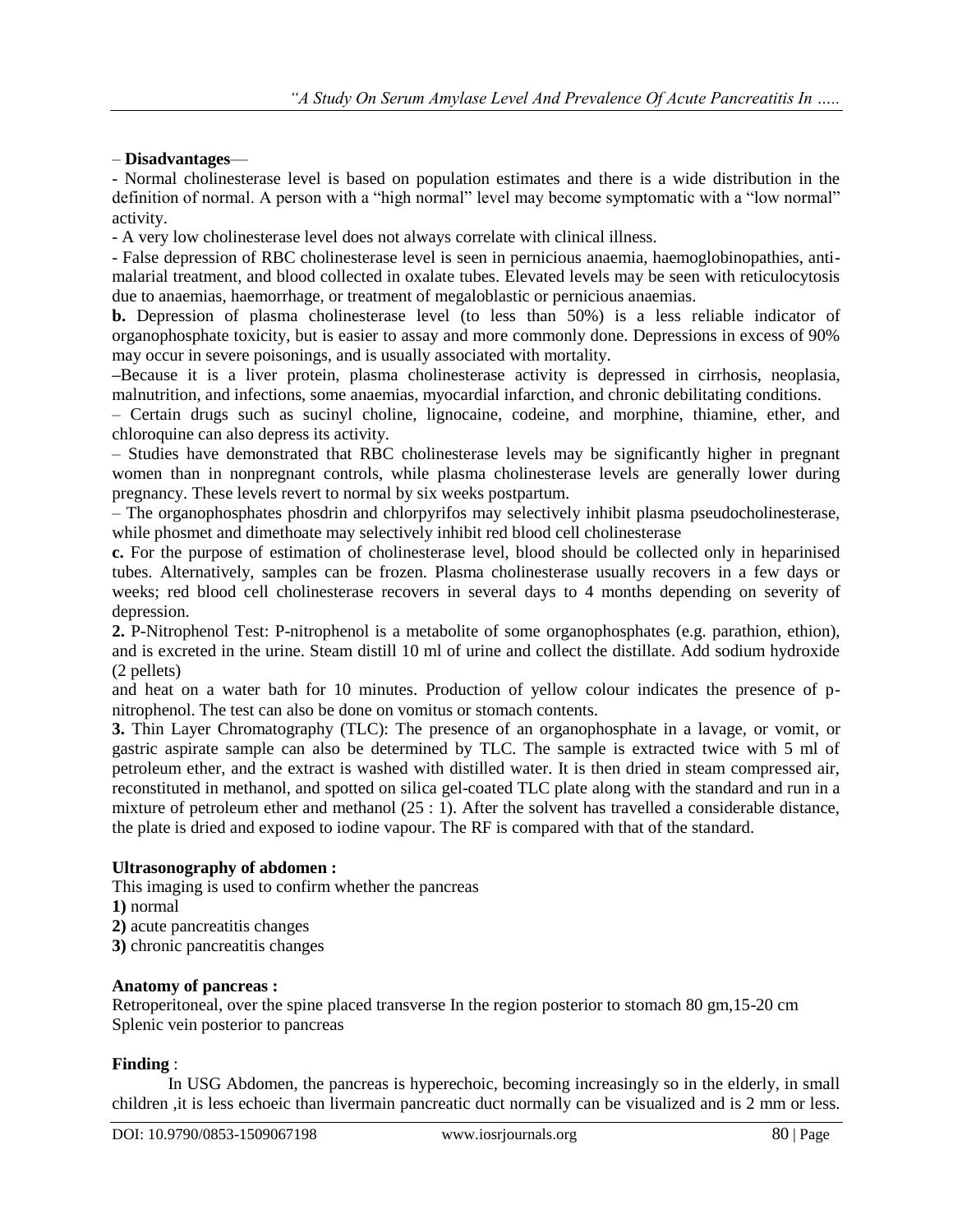– **Disadvantages**—

- Normal cholinesterase level is based on population estimates and there is a wide distribution in the definition of normal. A person with a "high normal" level may become symptomatic with a "low normal" activity.
- A very low cholinesterase level does not always correlate with clinical illness.
- False depression of RBC cholinesterase level is seen in pernicious anaemia, haemoglobinopathies, anti-malarial treatment, and blood collected in oxalate tubes. Elevated levels may be seen with reticulocytosis due to anaemias, haemorrhage, or treatment of megaloblastic or pernicious anaemias.

**b.** Depression of plasma cholinesterase level (to less than 50%) is a less reliable indicator of organophosphate toxicity, but is easier to assay and more commonly done. Depressions in excess of 90% may occur in severe poisonings, and is usually associated with mortality.

–Because it is a liver protein, plasma cholinesterase activity is depressed in cirrhosis, neoplasia, malnutrition, and infections, some anaemias, myocardial infarction, and chronic debilitating conditions.

– Certain drugs such as sucinyl choline, lignocaine, codeine, and morphine, thiamine, ether, and chloroquine can also depress its activity.

– Studies have demonstrated that RBC cholinesterase levels may be significantly higher in pregnant women than in nonpregnant controls, while plasma cholinesterase levels are generally lower during pregnancy. These levels revert to normal by six weeks postpartum.

– The organophosphates phosdrin and chlorpyrifos may selectively inhibit plasma pseudocholinesterase, while phosmet and dimethoate may selectively inhibit red blood cell cholinesterase

**c.** For the purpose of estimation of cholinesterase level, blood should be collected only in heparinised tubes. Alternatively, samples can be frozen. Plasma cholinesterase usually recovers in a few days or weeks; red blood cell cholinesterase recovers in several days to 4 months depending on severity of depression.

**2.** P-Nitrophenol Test: P-nitrophenol is a metabolite of some organophosphates (e.g. parathion, ethion), and is excreted in the urine. Steam distill 10 ml of urine and collect the distillate. Add sodium hydroxide (2 pellets)
and heat on a water bath for 10 minutes. Production of yellow colour indicates the presence of p-nitrophenol. The test can also be done on vomitus or stomach contents.

**3.** Thin Layer Chromatography (TLC): The presence of an organophosphate in a lavage, or vomit, or gastric aspirate sample can also be determined by TLC. The sample is extracted twice with 5 ml of petroleum ether, and the extract is washed with distilled water. It is then dried in steam compressed air, reconstituted in methanol, and spotted on silica gel-coated TLC plate along with the standard and run in a mixture of petroleum ether and methanol (25 : 1). After the solvent has travelled a considerable distance, the plate is dried and exposed to iodine vapour. The RF is compared with that of the standard.

**Ultrasonography of abdomen :**

This imaging is used to confirm whether the pancreas

**1)** normal

**2)** acute pancreatitis changes

**3)** chronic pancreatitis changes

**Anatomy of pancreas :**

Retroperitoneal, over the spine placed transverse In the region posterior to stomach 80 gm,15-20 cm
Splenic vein posterior to pancreas

**Finding** :

In USG Abdomen, the pancreas is hyperechoic, becoming increasingly so in the elderly, in small children ,it is less echoeic than livermain pancreatic duct normally can be visualized and is 2 mm or less.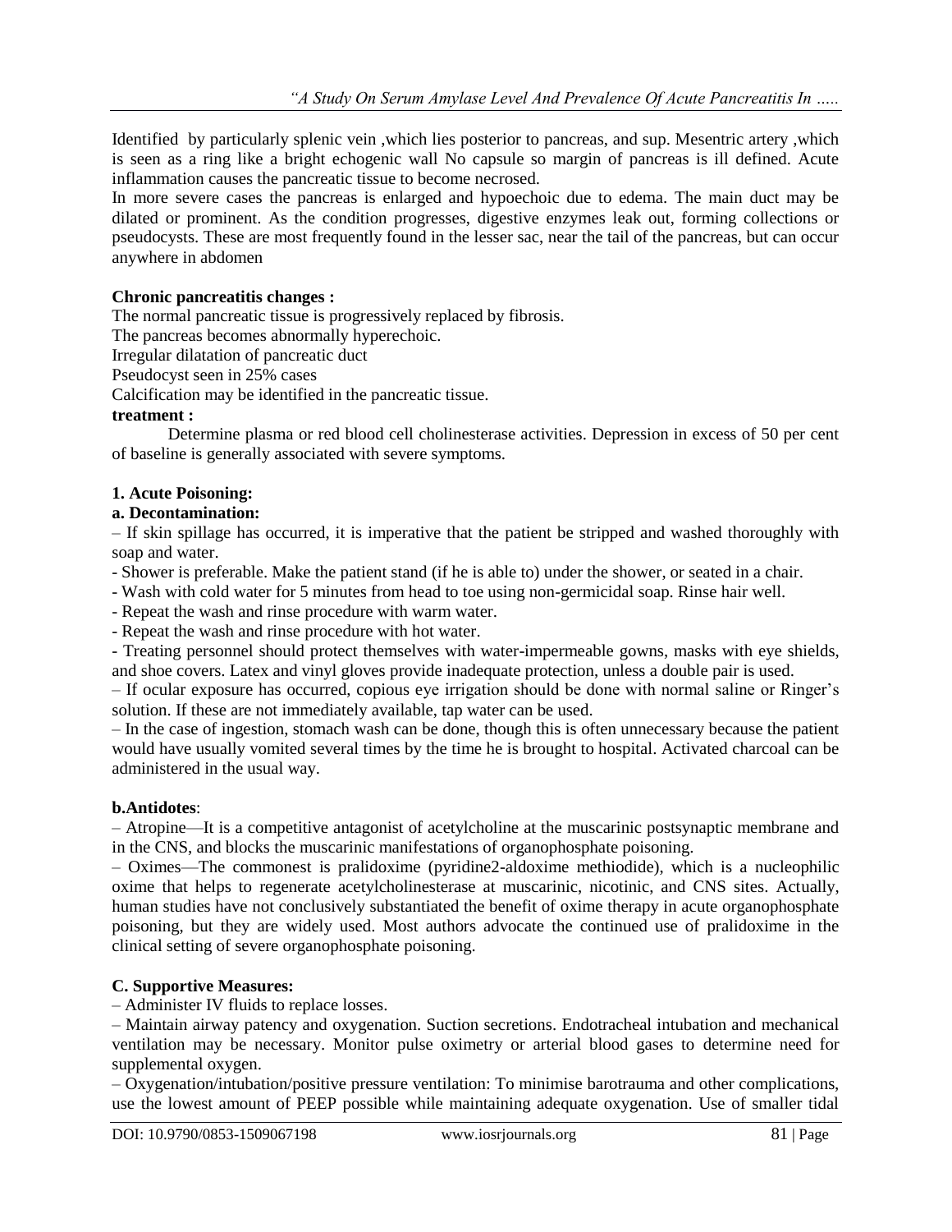Identified by particularly splenic vein ,which lies posterior to pancreas, and sup. Mesentric artery ,which is seen as a ring like a bright echogenic wall No capsule so margin of pancreas is ill defined. Acute inflammation causes the pancreatic tissue to become necrosed.

In more severe cases the pancreas is enlarged and hypoechoic due to edema. The main duct may be dilated or prominent. As the condition progresses, digestive enzymes leak out, forming collections or pseudocysts. These are most frequently found in the lesser sac, near the tail of the pancreas, but can occur anywhere in abdomen

**Chronic pancreatitis changes :**

The normal pancreatic tissue is progressively replaced by fibrosis.

The pancreas becomes abnormally hyperechoic.

Irregular dilatation of pancreatic duct

Pseudocyst seen in 25% cases

Calcification may be identified in the pancreatic tissue.

**treatment :**

Determine plasma or red blood cell cholinesterase activities. Depression in excess of 50 per cent of baseline is generally associated with severe symptoms.

**1. Acute Poisoning:**

**a. Decontamination:**

– If skin spillage has occurred, it is imperative that the patient be stripped and washed thoroughly with soap and water.

- Shower is preferable. Make the patient stand (if he is able to) under the shower, or seated in a chair.
- Wash with cold water for 5 minutes from head to toe using non-germicidal soap. Rinse hair well.
- Repeat the wash and rinse procedure with warm water.
- Repeat the wash and rinse procedure with hot water.
- Treating personnel should protect themselves with water-impermeable gowns, masks with eye shields, and shoe covers. Latex and vinyl gloves provide inadequate protection, unless a double pair is used.

– If ocular exposure has occurred, copious eye irrigation should be done with normal saline or Ringer's solution. If these are not immediately available, tap water can be used.

– In the case of ingestion, stomach wash can be done, though this is often unnecessary because the patient would have usually vomited several times by the time he is brought to hospital. Activated charcoal can be administered in the usual way.

**b.Antidotes**:

– Atropine—It is a competitive antagonist of acetylcholine at the muscarinic postsynaptic membrane and in the CNS, and blocks the muscarinic manifestations of organophosphate poisoning.

– Oximes—The commonest is pralidoxime (pyridine2-aldoxime methiodide), which is a nucleophilic oxime that helps to regenerate acetylcholinesterase at muscarinic, nicotinic, and CNS sites. Actually, human studies have not conclusively substantiated the benefit of oxime therapy in acute organophosphate poisoning, but they are widely used. Most authors advocate the continued use of pralidoxime in the clinical setting of severe organophosphate poisoning.

**C. Supportive Measures:**

– Administer IV fluids to replace losses.

– Maintain airway patency and oxygenation. Suction secretions. Endotracheal intubation and mechanical ventilation may be necessary. Monitor pulse oximetry or arterial blood gases to determine need for supplemental oxygen.

– Oxygenation/intubation/positive pressure ventilation: To minimise barotrauma and other complications, use the lowest amount of PEEP possible while maintaining adequate oxygenation. Use of smaller tidal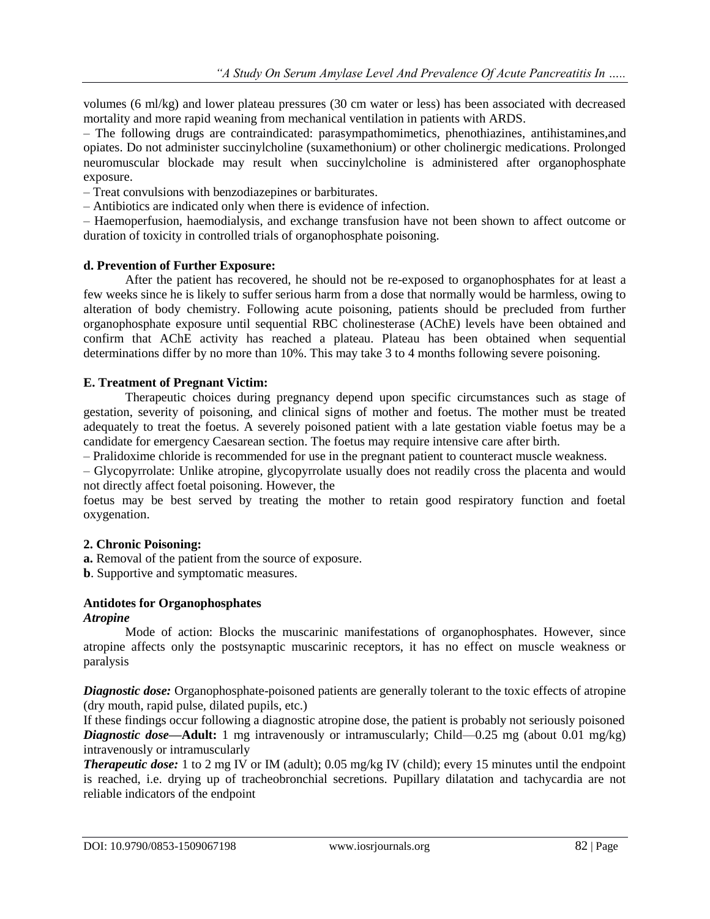volumes (6 ml/kg) and lower plateau pressures (30 cm water or less) has been associated with decreased mortality and more rapid weaning from mechanical ventilation in patients with ARDS.

– The following drugs are contraindicated: parasympathomimetics, phenothiazines, antihistamines,and opiates. Do not administer succinylcholine (suxamethonium) or other cholinergic medications. Prolonged neuromuscular blockade may result when succinylcholine is administered after organophosphate exposure.

– Treat convulsions with benzodiazepines or barbiturates.

– Antibiotics are indicated only when there is evidence of infection.

– Haemoperfusion, haemodialysis, and exchange transfusion have not been shown to affect outcome or duration of toxicity in controlled trials of organophosphate poisoning.

**d. Prevention of Further Exposure:**

After the patient has recovered, he should not be re-exposed to organophosphates for at least a few weeks since he is likely to suffer serious harm from a dose that normally would be harmless, owing to alteration of body chemistry. Following acute poisoning, patients should be precluded from further organophosphate exposure until sequential RBC cholinesterase (AChE) levels have been obtained and confirm that AChE activity has reached a plateau. Plateau has been obtained when sequential determinations differ by no more than 10%. This may take 3 to 4 months following severe poisoning.

**E. Treatment of Pregnant Victim:**

Therapeutic choices during pregnancy depend upon specific circumstances such as stage of gestation, severity of poisoning, and clinical signs of mother and foetus. The mother must be treated adequately to treat the foetus. A severely poisoned patient with a late gestation viable foetus may be a candidate for emergency Caesarean section. The foetus may require intensive care after birth.

– Pralidoxime chloride is recommended for use in the pregnant patient to counteract muscle weakness.

– Glycopyrrolate: Unlike atropine, glycopyrrolate usually does not readily cross the placenta and would not directly affect foetal poisoning. However, the foetus may be best served by treating the mother to retain good respiratory function and foetal oxygenation.

**2. Chronic Poisoning:**

**a.** Removal of the patient from the source of exposure.

**b**. Supportive and symptomatic measures.

**Antidotes for Organophosphates**

***Atropine***

Mode of action: Blocks the muscarinic manifestations of organophosphates. However, since atropine affects only the postsynaptic muscarinic receptors, it has no effect on muscle weakness or paralysis

***Diagnostic dose:*** Organophosphate-poisoned patients are generally tolerant to the toxic effects of atropine (dry mouth, rapid pulse, dilated pupils, etc.)

If these findings occur following a diagnostic atropine dose, the patient is probably not seriously poisoned

***Diagnostic dose*—Adult:** 1 mg intravenously or intramuscularly; Child—0.25 mg (about 0.01 mg/kg) intravenously or intramuscularly

***Therapeutic dose:*** 1 to 2 mg IV or IM (adult); 0.05 mg/kg IV (child); every 15 minutes until the endpoint is reached, i.e. drying up of tracheobronchial secretions. Pupillary dilatation and tachycardia are not reliable indicators of the endpoint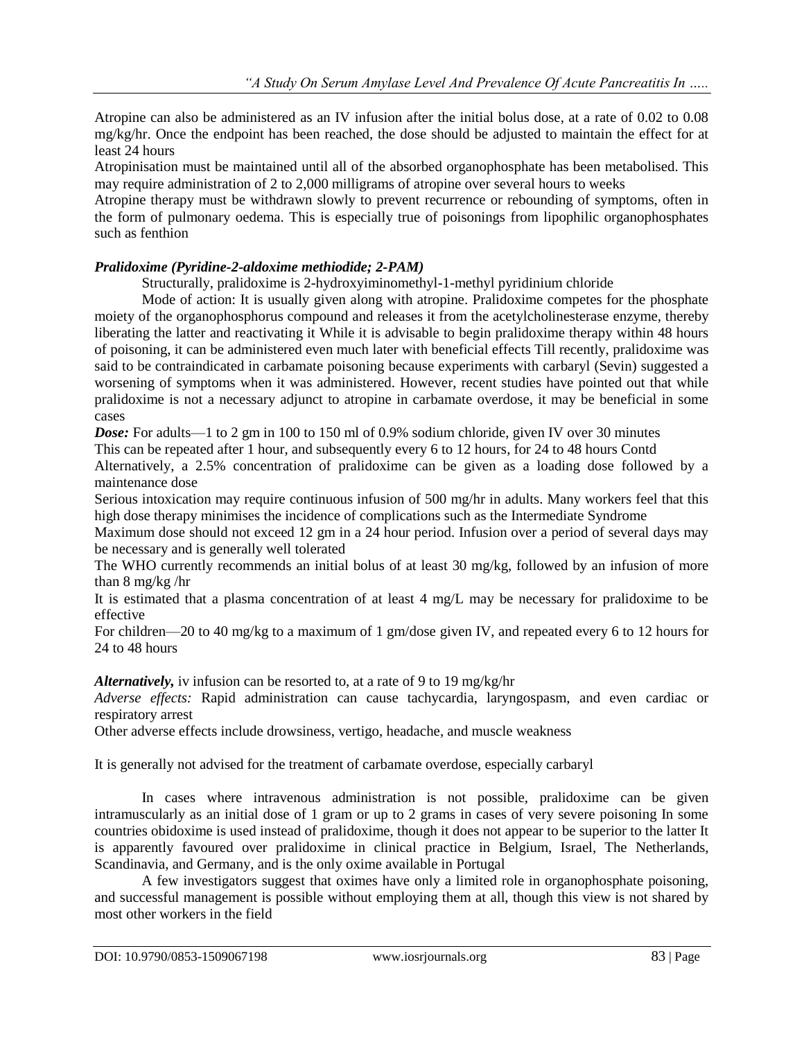Atropine can also be administered as an IV infusion after the initial bolus dose, at a rate of 0.02 to 0.08 mg/kg/hr. Once the endpoint has been reached, the dose should be adjusted to maintain the effect for at least 24 hours

Atropinisation must be maintained until all of the absorbed organophosphate has been metabolised. This may require administration of 2 to 2,000 milligrams of atropine over several hours to weeks

Atropine therapy must be withdrawn slowly to prevent recurrence or rebounding of symptoms, often in the form of pulmonary oedema. This is especially true of poisonings from lipophilic organophosphates such as fenthion

***Pralidoxime (Pyridine-2-aldoxime methiodide; 2-PAM)***

Structurally, pralidoxime is 2-hydroxyiminomethyl-1-methyl pyridinium chloride

Mode of action: It is usually given along with atropine. Pralidoxime competes for the phosphate moiety of the organophosphorus compound and releases it from the acetylcholinesterase enzyme, thereby liberating the latter and reactivating it While it is advisable to begin pralidoxime therapy within 48 hours of poisoning, it can be administered even much later with beneficial effects Till recently, pralidoxime was said to be contraindicated in carbamate poisoning because experiments with carbaryl (Sevin) suggested a worsening of symptoms when it was administered. However, recent studies have pointed out that while pralidoxime is not a necessary adjunct to atropine in carbamate overdose, it may be beneficial in some cases

***Dose:*** For adults—1 to 2 gm in 100 to 150 ml of 0.9% sodium chloride, given IV over 30 minutes

This can be repeated after 1 hour, and subsequently every 6 to 12 hours, for 24 to 48 hours Contd

Alternatively, a 2.5% concentration of pralidoxime can be given as a loading dose followed by a maintenance dose

Serious intoxication may require continuous infusion of 500 mg/hr in adults. Many workers feel that this high dose therapy minimises the incidence of complications such as the Intermediate Syndrome

Maximum dose should not exceed 12 gm in a 24 hour period. Infusion over a period of several days may be necessary and is generally well tolerated

The WHO currently recommends an initial bolus of at least 30 mg/kg, followed by an infusion of more than 8 mg/kg /hr

It is estimated that a plasma concentration of at least 4 mg/L may be necessary for pralidoxime to be effective

For children—20 to 40 mg/kg to a maximum of 1 gm/dose given IV, and repeated every 6 to 12 hours for 24 to 48 hours

***Alternatively,*** iv infusion can be resorted to, at a rate of 9 to 19 mg/kg/hr

*Adverse effects:* Rapid administration can cause tachycardia, laryngospasm, and even cardiac or respiratory arrest

Other adverse effects include drowsiness, vertigo, headache, and muscle weakness

It is generally not advised for the treatment of carbamate overdose, especially carbaryl

In cases where intravenous administration is not possible, pralidoxime can be given intramuscularly as an initial dose of 1 gram or up to 2 grams in cases of very severe poisoning In some countries obidoxime is used instead of pralidoxime, though it does not appear to be superior to the latter It is apparently favoured over pralidoxime in clinical practice in Belgium, Israel, The Netherlands, Scandinavia, and Germany, and is the only oxime available in Portugal

A few investigators suggest that oximes have only a limited role in organophosphate poisoning, and successful management is possible without employing them at all, though this view is not shared by most other workers in the field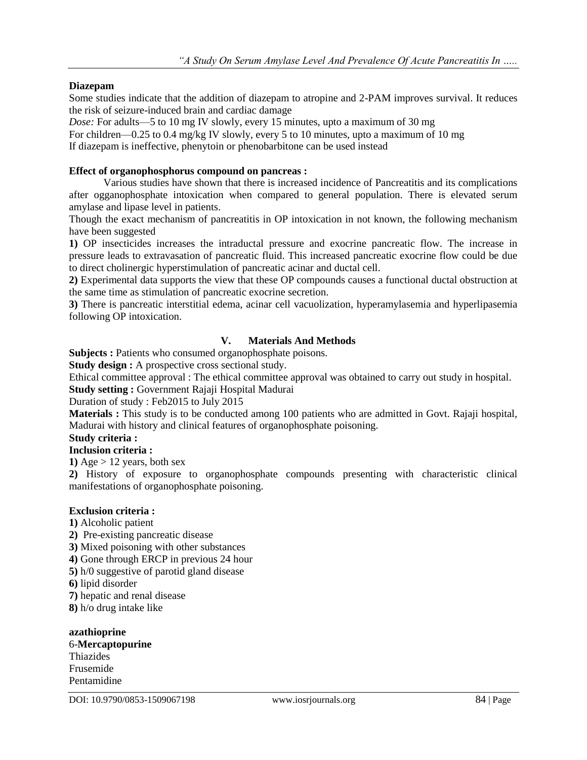**Diazepam**

Some studies indicate that the addition of diazepam to atropine and 2-PAM improves survival. It reduces the risk of seizure-induced brain and cardiac damage

*Dose:* For adults—5 to 10 mg IV slowly, every 15 minutes, upto a maximum of 30 mg

For children—0.25 to 0.4 mg/kg IV slowly, every 5 to 10 minutes, upto a maximum of 10 mg

If diazepam is ineffective, phenytoin or phenobarbitone can be used instead

**Effect of organophosphorus compound on pancreas :**

Various studies have shown that there is increased incidence of Pancreatitis and its complications after ogganophosphate intoxication when compared to general population. There is elevated serum amylase and lipase level in patients.

Though the exact mechanism of pancreatitis in OP intoxication in not known, the following mechanism have been suggested

**1)** OP insecticides increases the intraductal pressure and exocrine pancreatic flow. The increase in pressure leads to extravasation of pancreatic fluid. This increased pancreatic exocrine flow could be due to direct cholinergic hyperstimulation of pancreatic acinar and ductal cell.

**2)** Experimental data supports the view that these OP compounds causes a functional ductal obstruction at the same time as stimulation of pancreatic exocrine secretion.

**3)** There is pancreatic interstitial edema, acinar cell vacuolization, hyperamylasemia and hyperlipasemia following OP intoxication.

## V. Materials And Methods

**Subjects :** Patients who consumed organophosphate poisons.

**Study design :** A prospective cross sectional study.

Ethical committee approval : The ethical committee approval was obtained to carry out study in hospital.

**Study setting :** Government Rajaji Hospital Madurai

Duration of study : Feb2015 to July 2015

**Materials :** This study is to be conducted among 100 patients who are admitted in Govt. Rajaji hospital, Madurai with history and clinical features of organophosphate poisoning.

**Study criteria :**

**Inclusion criteria :**

**1)** Age > 12 years, both sex

**2)** History of exposure to organophosphate compounds presenting with characteristic clinical manifestations of organophosphate poisoning.

**Exclusion criteria :**

**1)** Alcoholic patient

**2)** Pre-existing pancreatic disease

**3)** Mixed poisoning with other substances

**4)** Gone through ERCP in previous 24 hour

**5)** h/0 suggestive of parotid gland disease

**6)** lipid disorder

**7)** hepatic and renal disease

**8)** h/o drug intake like

**azathioprine**

6-**Mercaptopurine**

Thiazides

Frusemide

Pentamidine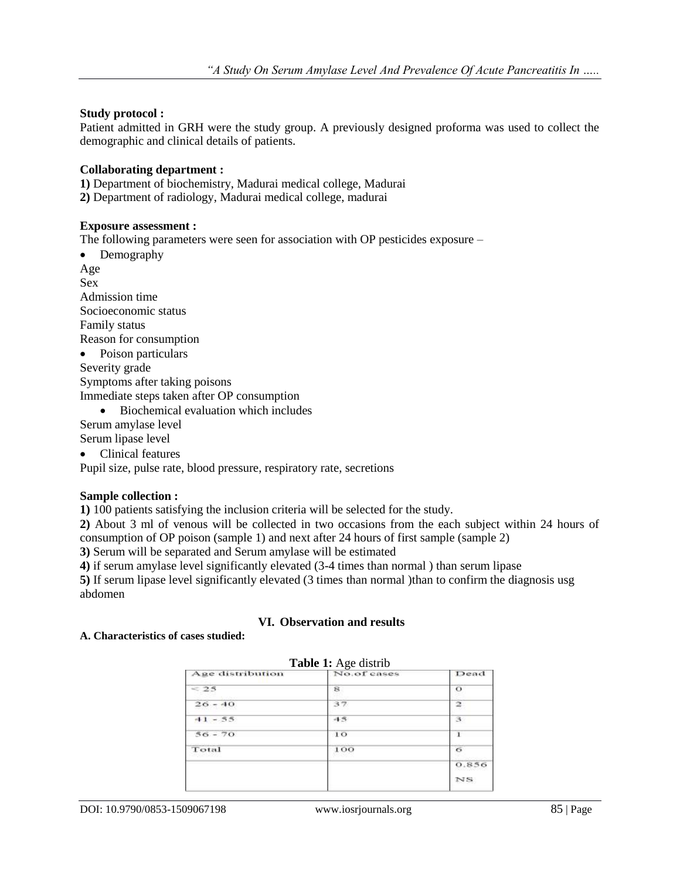**Study protocol :**

Patient admitted in GRH were the study group. A previously designed proforma was used to collect the demographic and clinical details of patients.

**Collaborating department :**

**1)** Department of biochemistry, Madurai medical college, Madurai
**2)** Department of radiology, Madurai medical college, madurai

**Exposure assessment :**

The following parameters were seen for association with OP pesticides exposure –

- Demography

Age
Sex
Admission time
Socioeconomic status
Family status
Reason for consumption

- Poison particulars

Severity grade
Symptoms after taking poisons
Immediate steps taken after OP consumption

- Biochemical evaluation which includes

Serum amylase level
Serum lipase level

- Clinical features

Pupil size, pulse rate, blood pressure, respiratory rate, secretions

**Sample collection :**

**1)** 100 patients satisfying the inclusion criteria will be selected for the study.
**2)** About 3 ml of venous will be collected in two occasions from the each subject within 24 hours of consumption of OP poison (sample 1) and next after 24 hours of first sample (sample 2)
**3)** Serum will be separated and Serum amylase will be estimated
**4)** if serum amylase level significantly elevated (3-4 times than normal ) than serum lipase
**5)** If serum lipase level significantly elevated (3 times than normal )than to confirm the diagnosis usg abdomen

## VI. Observation and results

**A. Characteristics of cases studied:**

**Table 1:** Age distrib

| Age distribution | No.of cases | Dead |
|---|---|---|
| < 25 | 8 | 0 |
| 26 - 40 | 37 | 2 |
| 41 - 55 | 45 | 3 |
| 56 - 70 | 10 | 1 |
| Total | 100 | 6 |
| | | 0.856 NS |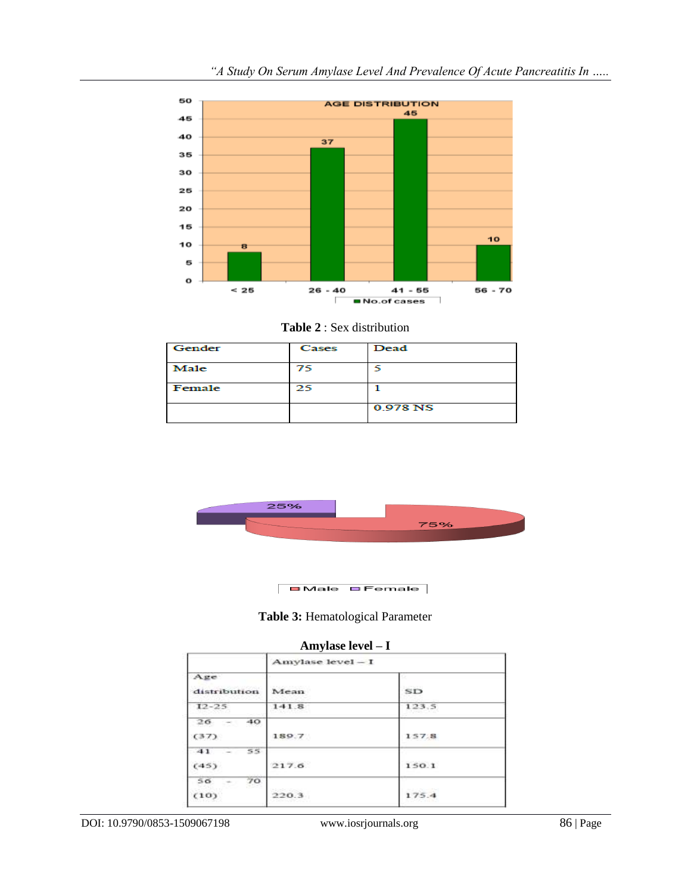Table 2 : Sex distribution

| Gender | Cases | Dead |
|---|---|---|
| Male | 75 | 5 |
| Female | 25 | 1 |
| | | 0.978 NS |

**Table 3:** Hematological Parameter

**Amylase level – I**

| Age distribution | Amylase level – I | |
|---|---|---|
| | Mean | SD |
| 12-25 | 141.8 | 123.5 |
| 26 - 40 (37) | 189.7 | 157.8 |
| 41 - 55 (45) | 217.6 | 150.1 |
| 56 - 70 (10) | 220.3 | 175.4 |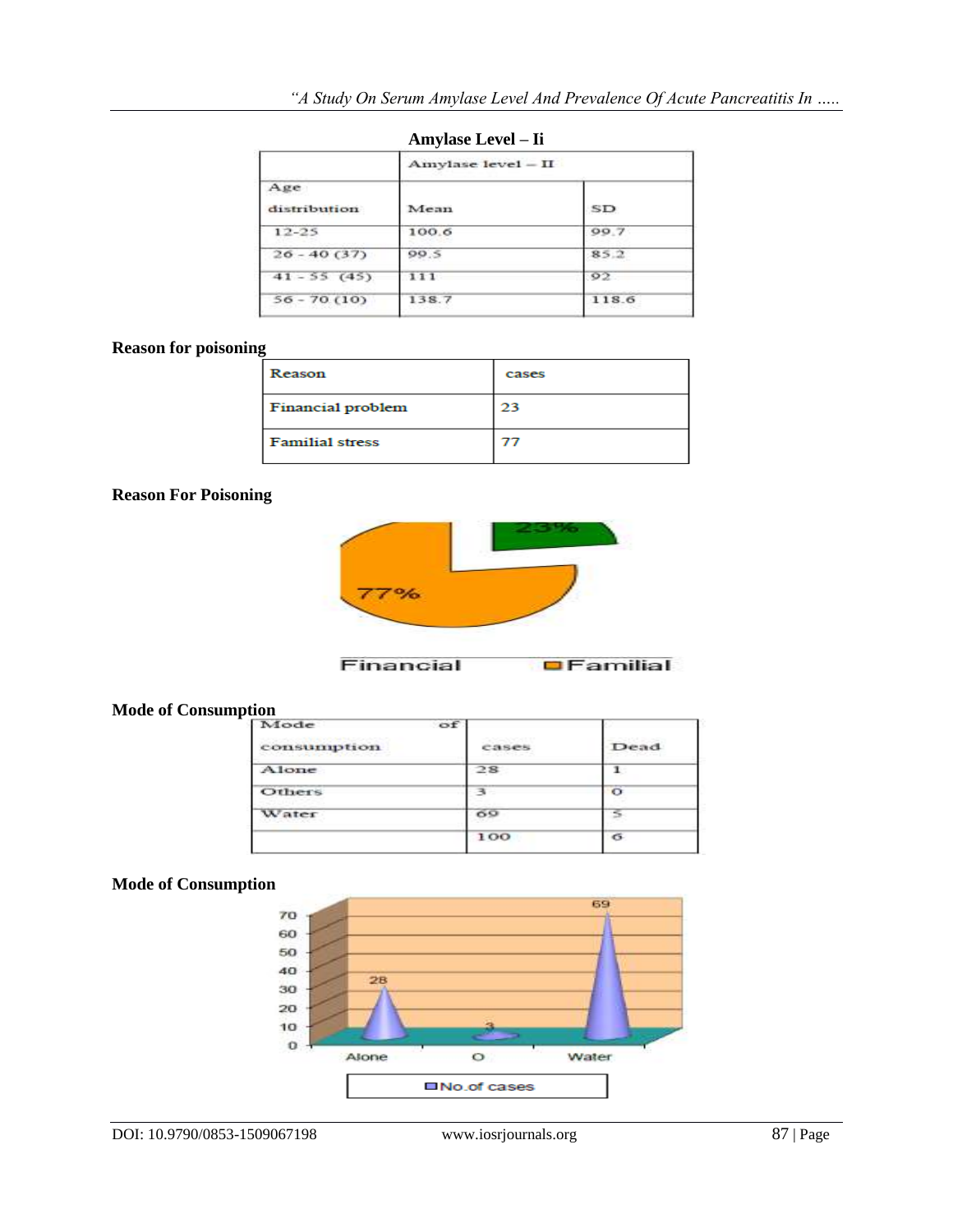**Amylase Level – Ii**

| | Amylase level – II | |
|---|---|---|
| Age distribution | Mean | SD |
| 12-25 | 100.6 | 99.7 |
| 26 - 40 (37) | 99.5 | 85.2 |
| 41 - 55 (45) | 111 | 92 |
| 56 - 70 (10) | 138.7 | 118.6 |

**Reason for poisoning**

| Reason | cases |
|---|---|
| Financial problem | 23 |
| Familial stress | 77 |

**Reason For Poisoning**

**Mode of Consumption**

| Mode of consumption | cases | Dead |
|---|---|---|
| Alone | 28 | 1 |
| Others | 3 | 0 |
| Water | 69 | 5 |
| | 100 | 6 |

**Mode of Consumption**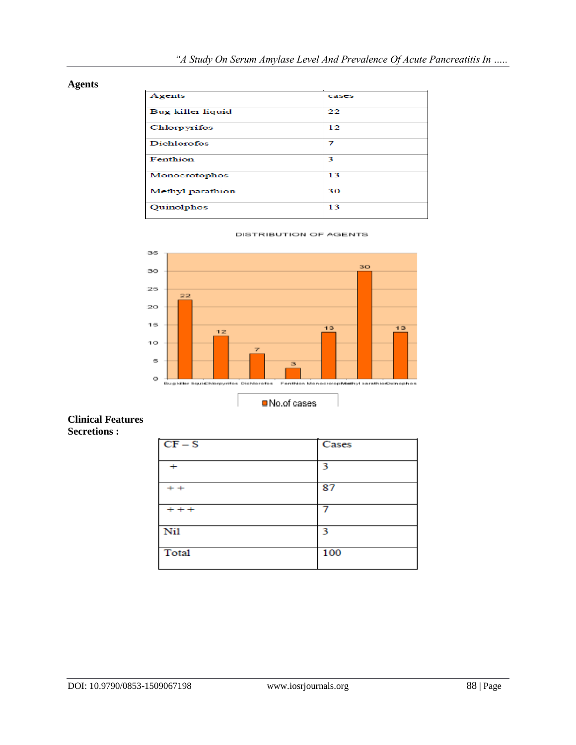## Agents

| Agents | cases |
|---|---|
| Bug killer liquid | 22 |
| Chlorpyrifos | 12 |
| Dichlorofos | 7 |
| Fenthion | 3 |
| Monocrotophos | 13 |
| Methyl parathion | 30 |
| Quinolphos | 13 |

DISTRIBUTION OF AGENTS

| Agent | No.of cases |
|---|---|
| Bug killer liquid | 22 |
| Chlorpyrifos | 12 |
| Dichlorofos | 7 |
| Fenthion | 3 |
| Monocrotophos | 13 |
| Methyl parathion | 30 |
| Quinolphos | 13 |

## Clinical Features

**Secretions :**

| CF – S | Cases |
|---|---|
| + | 3 |
| ++ | 87 |
| +++ | 7 |
| Nil | 3 |
| Total | 100 |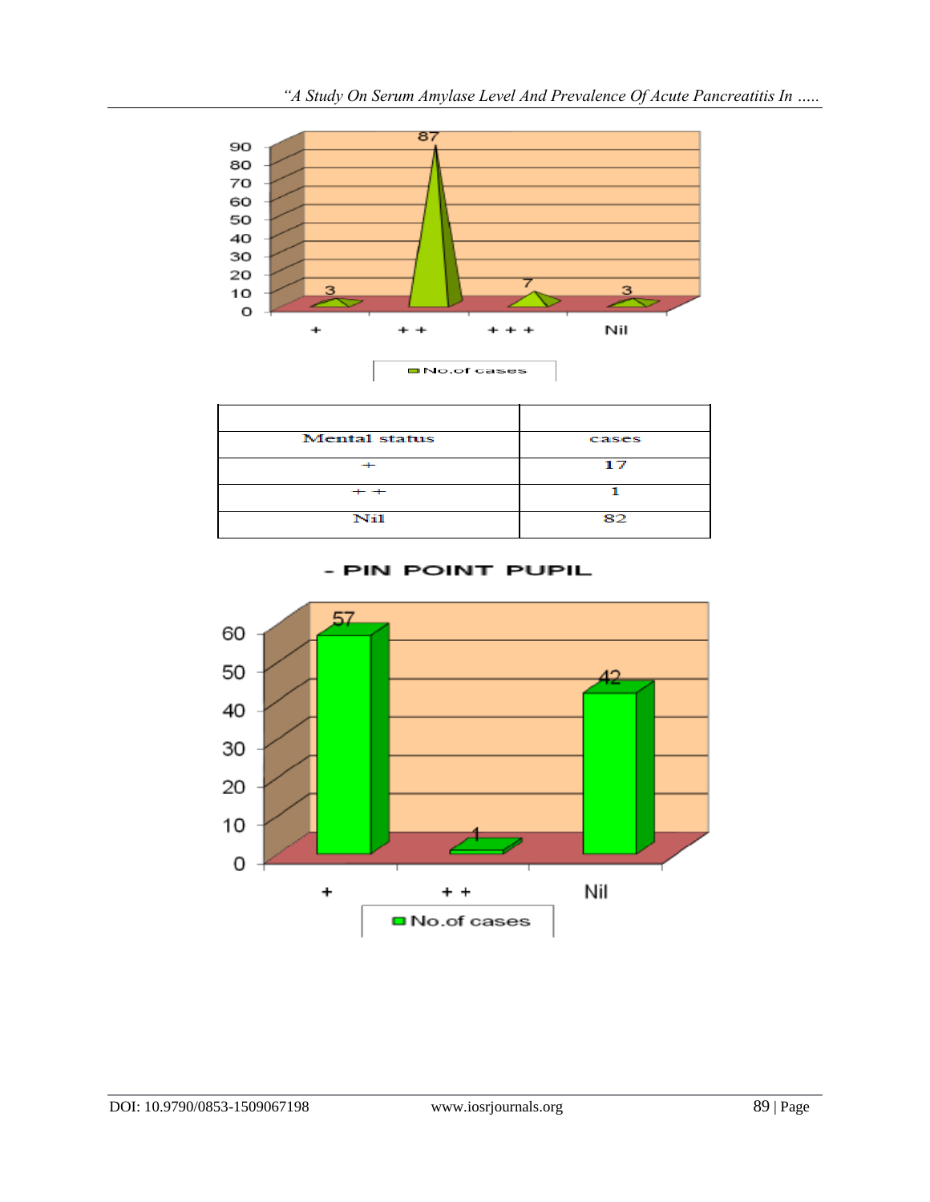| Mental status | cases |
|---|---|
| + | 17 |
| + + | 1 |
| Nil | 82 |

**- PIN POINT PUPIL**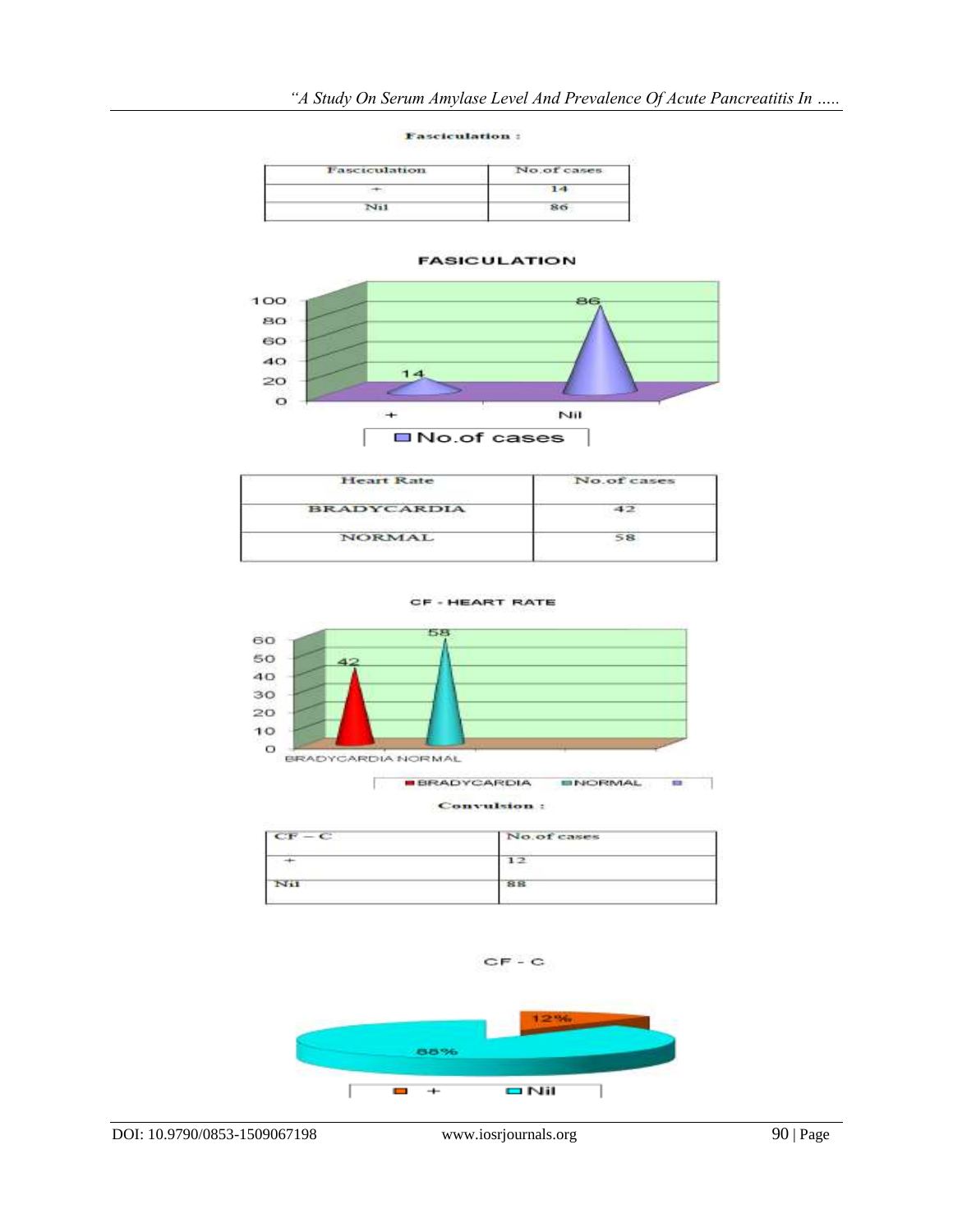**Fasciculation :**

| Fasciculation | No.of cases |
|---|---|
| + | 14 |
| Nil | 86 |

**FASICULATION**

| Heart Rate | No.of cases |
|---|---|
| BRADYCARDIA | 42 |
| NORMAL | 58 |

**CF - HEART RATE**

**Convulsion :**

| CF – C | No.of cases |
|---|---|
| + | 12 |
| Nil | 88 |

CF - C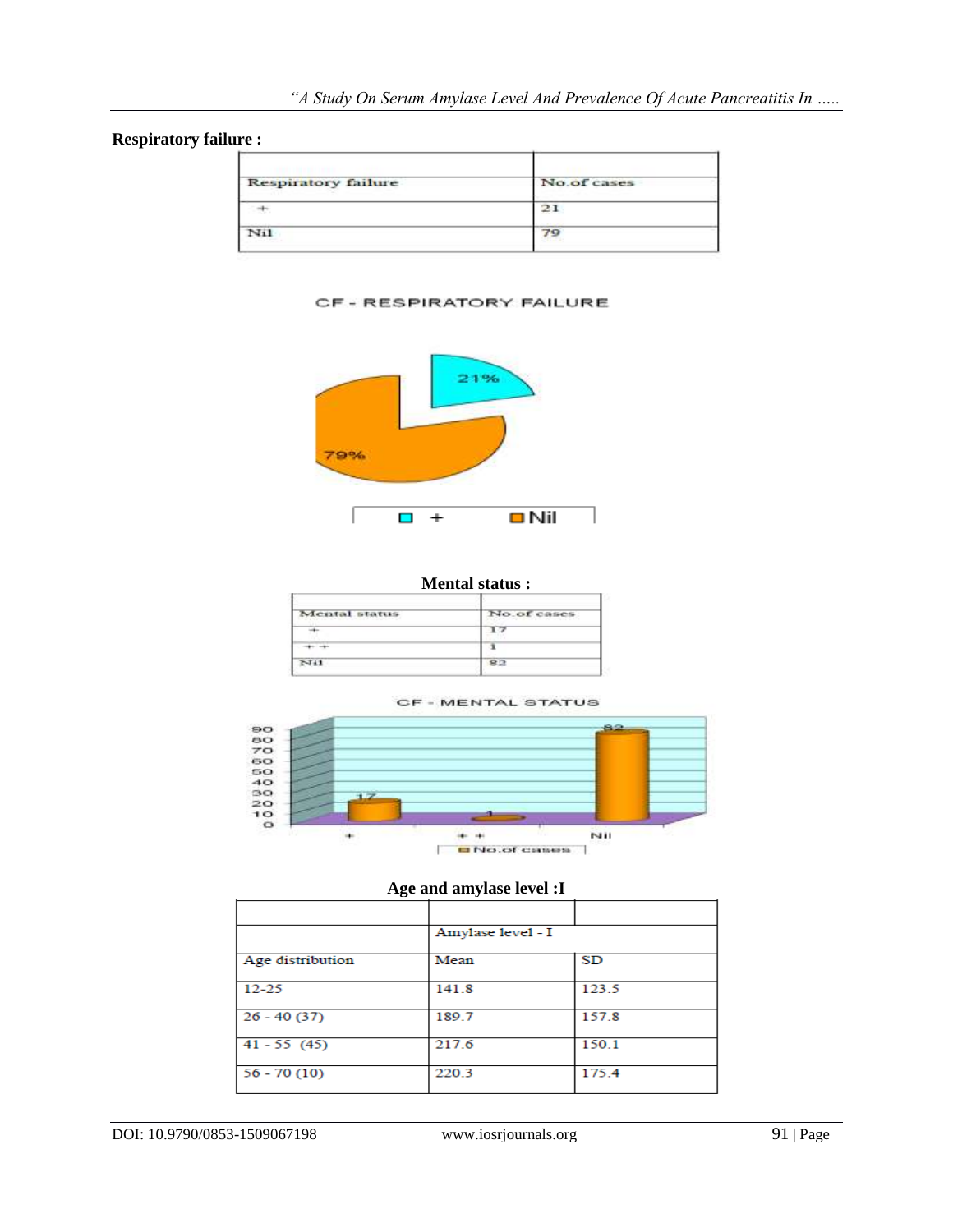**Respiratory failure :**

| Respiratory failure | No.of cases |
| --- | --- |
| + | 21 |
| Nil | 79 |

CF - RESPIRATORY FAILURE

**Mental status :**

| Mental status | No.of cases |
| --- | --- |
| + | 17 |
| + + | 1 |
| Nil | 82 |

CF - MENTAL STATUS

**Age and amylase level :I**

| | Amylase level - I | |
| --- | --- | --- |
| Age distribution | Mean | SD |
| 12-25 | 141.8 | 123.5 |
| 26 - 40 (37) | 189.7 | 157.8 |
| 41 - 55 (45) | 217.6 | 150.1 |
| 56 - 70 (10) | 220.3 | 175.4 |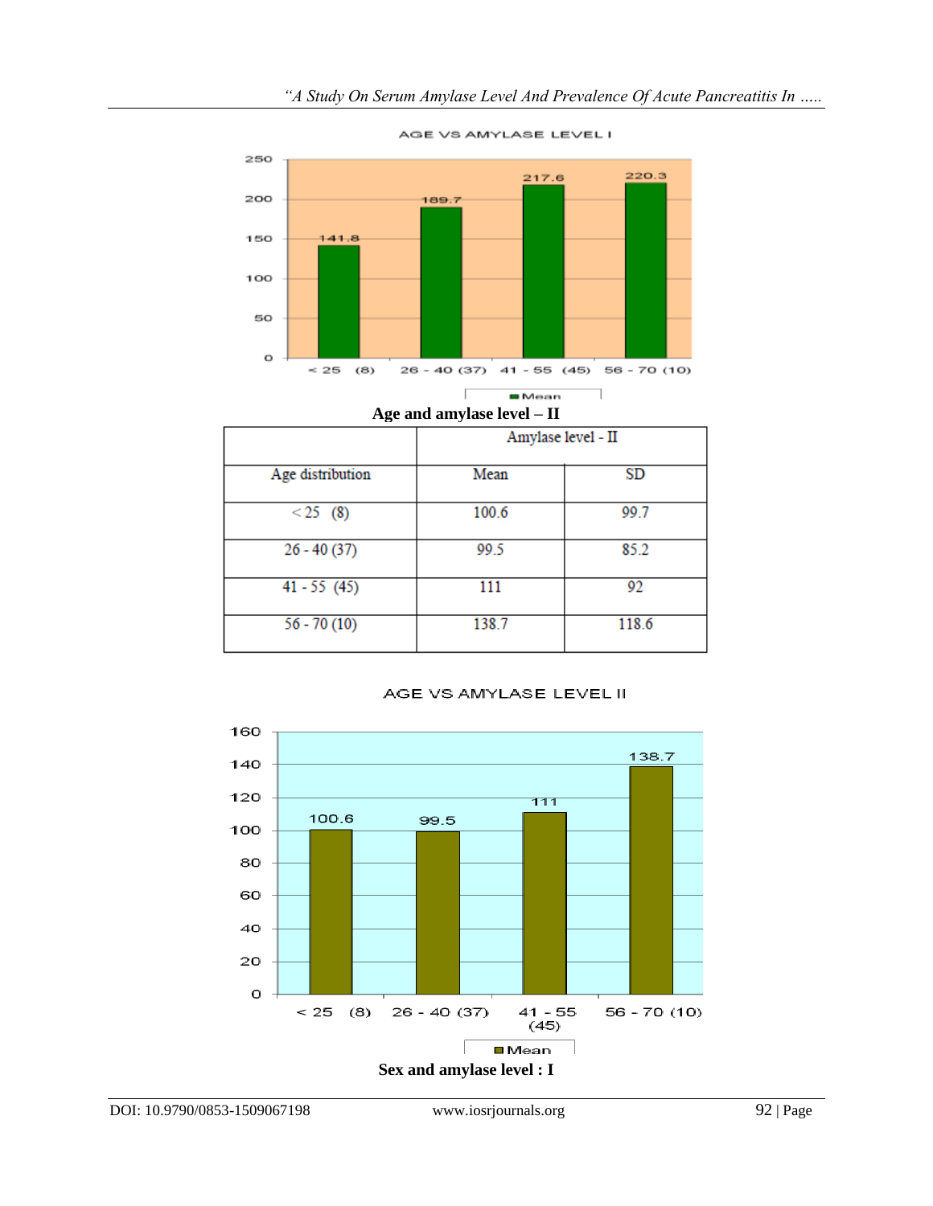AGE VS AMYLASE LEVEL I

| Age | Mean |
|---|---|
| < 25 (8) | 141.8 |
| 26 - 40 (37) | 189.7 |
| 41 - 55 (45) | 217.6 |
| 56 - 70 (10) | 220.3 |

**Age and amylase level – II**

| | Amylase level - II | |
|---|---|---|
| Age distribution | Mean | SD |
| < 25 (8) | 100.6 | 99.7 |
| 26 - 40 (37) | 99.5 | 85.2 |
| 41 - 55 (45) | 111 | 92 |
| 56 - 70 (10) | 138.7 | 118.6 |

AGE VS AMYLASE LEVEL II

| Age | Mean |
|---|---|
| < 25 (8) | 100.6 |
| 26 - 40 (37) | 99.5 |
| 41 - 55 (45) | 111 |
| 56 - 70 (10) | 138.7 |

**Sex and amylase level : I**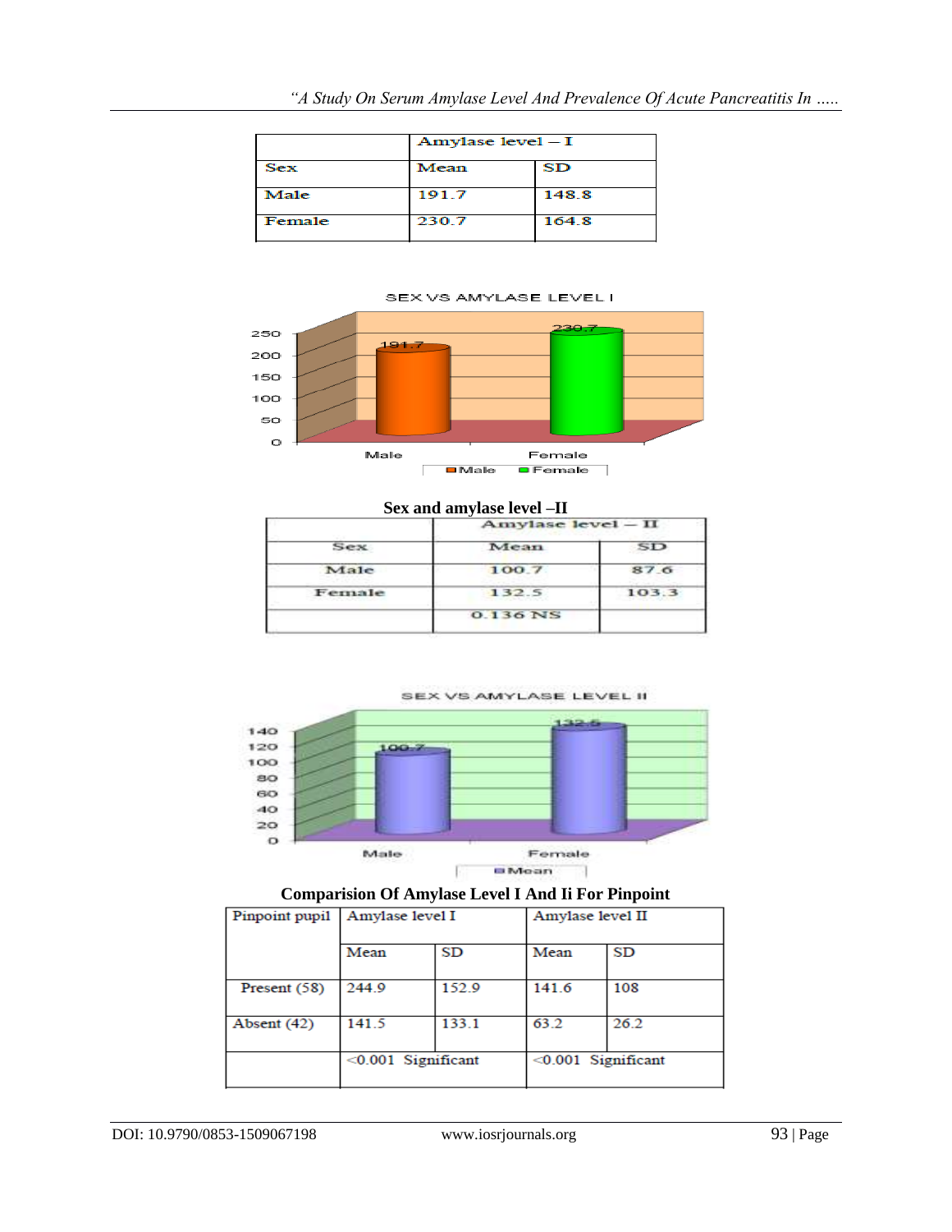| | Amylase level – I | |
|---|---|---|
| Sex | Mean | SD |
| Male | 191.7 | 148.8 |
| Female | 230.7 | 164.8 |

SEX VS AMYLASE LEVEL I

**Sex and amylase level –II**

| | Amylase level – II | |
|---|---|---|
| Sex | Mean | SD |
| Male | 100.7 | 87.6 |
| Female | 132.5 | 103.3 |
| | 0.136 NS | |

SEX VS AMYLASE LEVEL II

**Comparision Of Amylase Level I And Ii For Pinpoint**

| Pinpoint pupil | Amylase level I | | Amylase level II | |
|---|---|---|---|---|
| | Mean | SD | Mean | SD |
| Present (58) | 244.9 | 152.9 | 141.6 | 108 |
| Absent (42) | 141.5 | 133.1 | 63.2 | 26.2 |
| | <0.001 Significant | | <0.001 Significant | |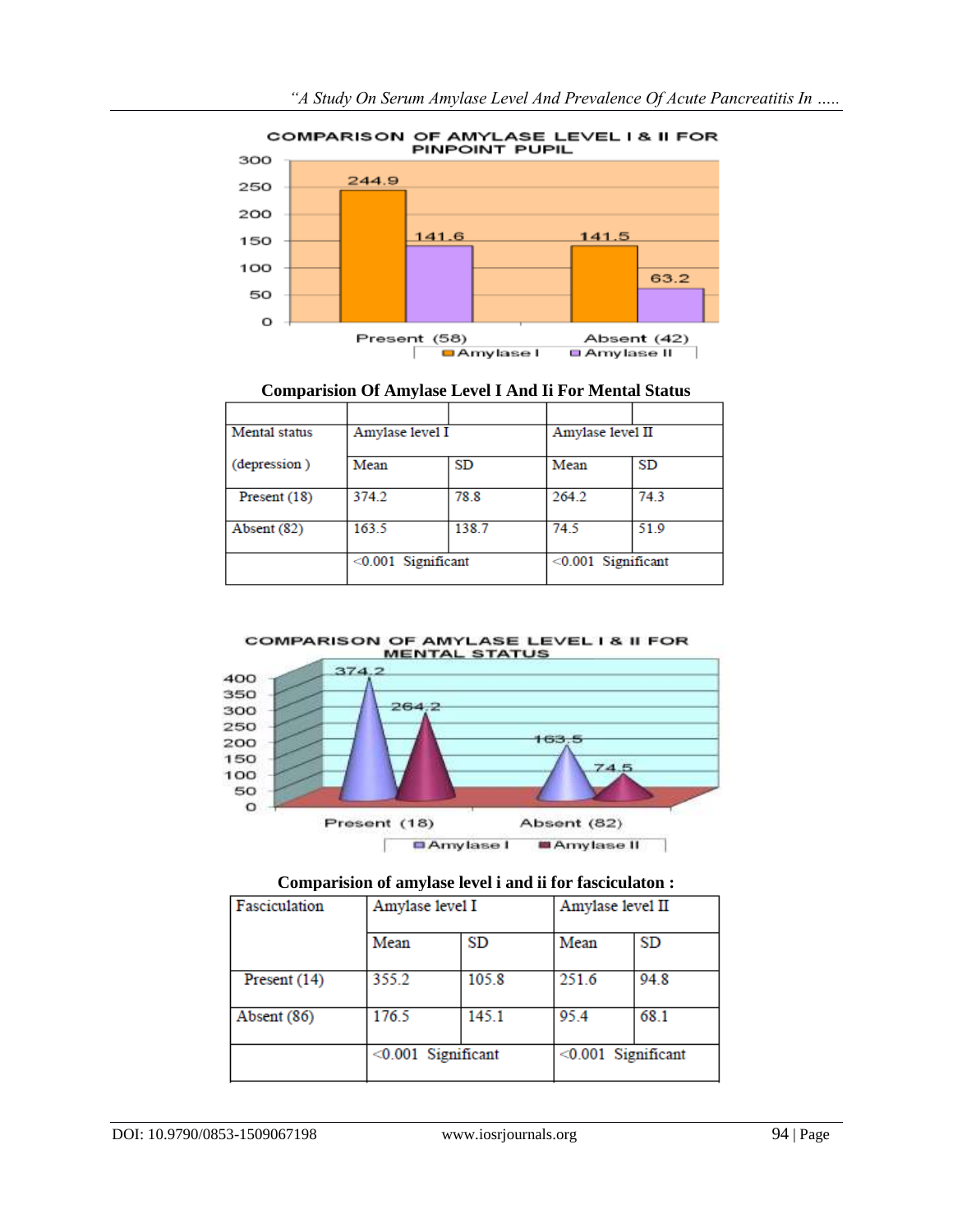COMPARISON OF AMYLASE LEVEL I & II FOR PINPOINT PUPIL

| | Amylase I | Amylase II |
|---|---|---|
| Present (58) | 244.9 | 141.6 |
| Absent (42) | 141.5 | 63.2 |

**Comparision Of Amylase Level I And Ii For Mental Status**

| Mental status (depression) | Amylase level I | | Amylase level II | |
|---|---|---|---|---|
| | Mean | SD | Mean | SD |
| Present (18) | 374.2 | 78.8 | 264.2 | 74.3 |
| Absent (82) | 163.5 | 138.7 | 74.5 | 51.9 |
| | <0.001 Significant | | <0.001 Significant | |

COMPARISON OF AMYLASE LEVEL I & II FOR MENTAL STATUS

| | Amylase I | Amylase II |
|---|---|---|
| Present (18) | 374.2 | 264.2 |
| Absent (82) | 163.5 | 74.5 |

**Comparision of amylase level i and ii for fasciculaton :**

| Fasciculation | Amylase level I | | Amylase level II | |
|---|---|---|---|---|
| | Mean | SD | Mean | SD |
| Present (14) | 355.2 | 105.8 | 251.6 | 94.8 |
| Absent (86) | 176.5 | 145.1 | 95.4 | 68.1 |
| | <0.001 Significant | | <0.001 Significant | |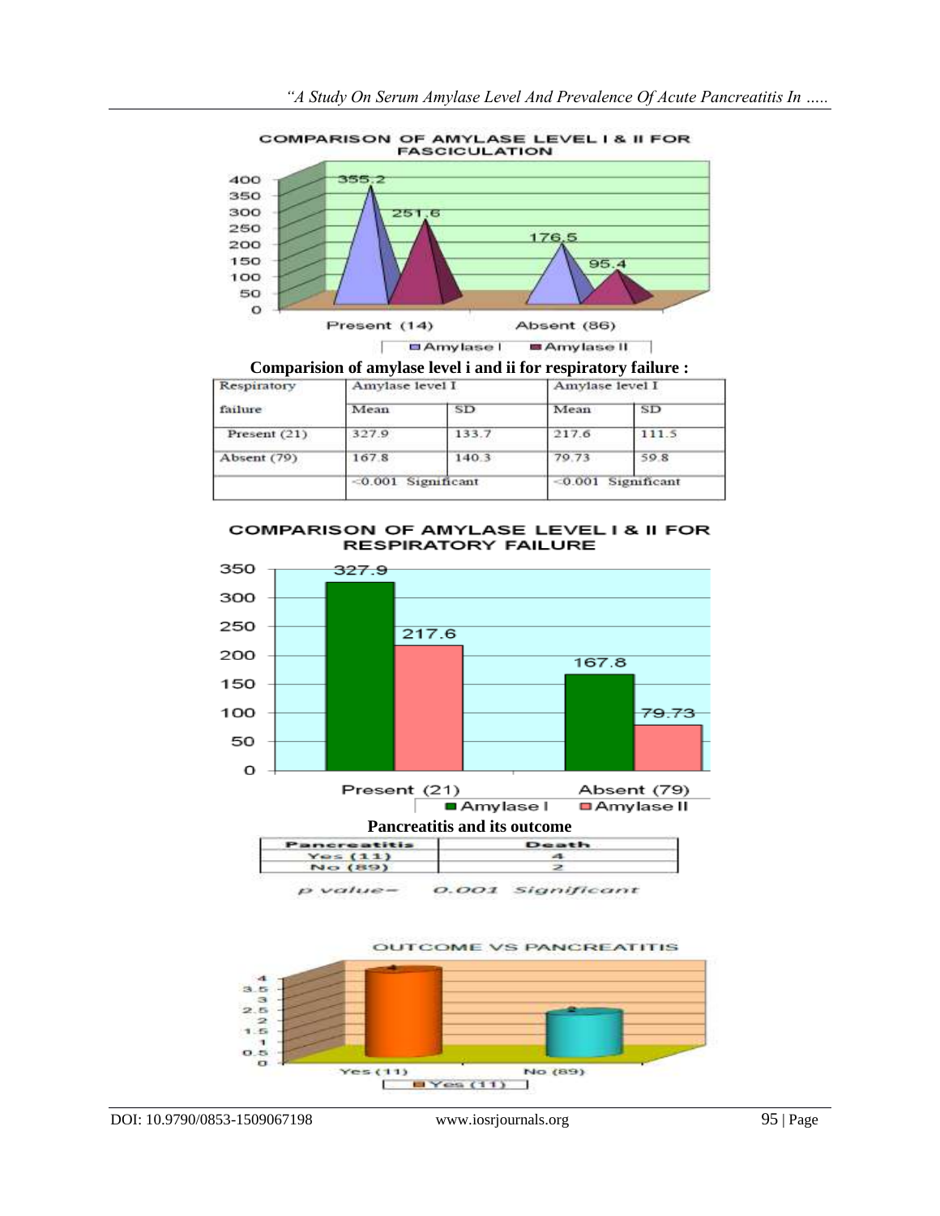COMPARISON OF AMYLASE LEVEL I & II FOR FASCICULATION

400
350
300
250
200
150
100
50
0

355.2 | 251.6 | 176.5 | 95.4

Present (14) | Absent (86)

Amylase I | Amylase II

**Comparision of amylase level i and ii for respiratory failure :**

| Respiratory failure | Amylase level I | | Amylase level I | |
|---|---|---|---|---|
| | Mean | SD | Mean | SD |
| Present (21) | 327.9 | 133.7 | 217.6 | 111.5 |
| Absent (79) | 167.8 | 140.3 | 79.73 | 59.8 |
| | <0.001 Significant | | <0.001 Significant | |

COMPARISON OF AMYLASE LEVEL I & II FOR RESPIRATORY FAILURE

350
300
250
200
150
100
50
0

327.9 | 217.6 | 167.8 | 79.73

Present (21) | Absent (79)

Amylase I | Amylase II

**Pancreatitis and its outcome**

| Pancreatitis | Death |
|---|---|
| Yes (11) | 4 |
| No (89) | 2 |

*p value= 0.001 Significant*

OUTCOME VS PANCREATITIS

4
3.5
3
2.5
2
1.5
1
0.5
0

4 | 2

Yes (11) | No (89)

Yes (11)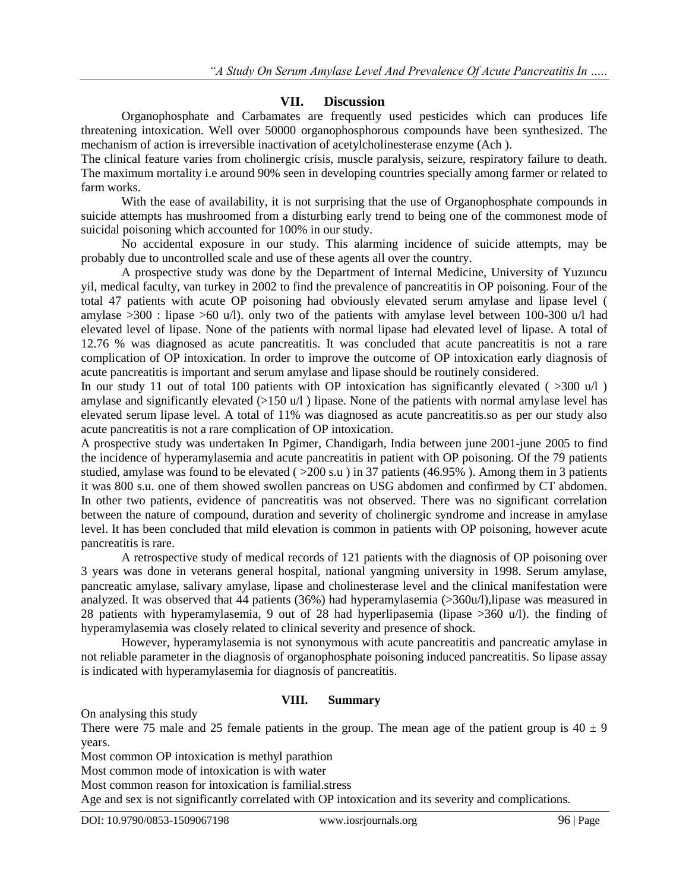## VII. Discussion

Organophosphate and Carbamates are frequently used pesticides which can produces life threatening intoxication. Well over 50000 organophosphorous compounds have been synthesized. The mechanism of action is irreversible inactivation of acetylcholinesterase enzyme (Ach ).

The clinical feature varies from cholinergic crisis, muscle paralysis, seizure, respiratory failure to death. The maximum mortality i.e around 90% seen in developing countries specially among farmer or related to farm works.

With the ease of availability, it is not surprising that the use of Organophosphate compounds in suicide attempts has mushroomed from a disturbing early trend to being one of the commonest mode of suicidal poisoning which accounted for 100% in our study.

No accidental exposure in our study. This alarming incidence of suicide attempts, may be probably due to uncontrolled scale and use of these agents all over the country.

A prospective study was done by the Department of Internal Medicine, University of Yuzuncu yil, medical faculty, van turkey in 2002 to find the prevalence of pancreatitis in OP poisoning. Four of the total 47 patients with acute OP poisoning had obviously elevated serum amylase and lipase level ( amylase >300 : lipase >60 u/l). only two of the patients with amylase level between 100-300 u/l had elevated level of lipase. None of the patients with normal lipase had elevated level of lipase. A total of 12.76 % was diagnosed as acute pancreatitis. It was concluded that acute pancreatitis is not a rare complication of OP intoxication. In order to improve the outcome of OP intoxication early diagnosis of acute pancreatitis is important and serum amylase and lipase should be routinely considered.

In our study 11 out of total 100 patients with OP intoxication has significantly elevated ( >300 u/l ) amylase and significantly elevated (>150 u/l ) lipase. None of the patients with normal amylase level has elevated serum lipase level. A total of 11% was diagnosed as acute pancreatitis.so as per our study also acute pancreatitis is not a rare complication of OP intoxication.

A prospective study was undertaken In Pgimer, Chandigarh, India between june 2001-june 2005 to find the incidence of hyperamylasemia and acute pancreatitis in patient with OP poisoning. Of the 79 patients studied, amylase was found to be elevated ( >200 s.u ) in 37 patients (46.95% ). Among them in 3 patients it was 800 s.u. one of them showed swollen pancreas on USG abdomen and confirmed by CT abdomen. In other two patients, evidence of pancreatitis was not observed. There was no significant correlation between the nature of compound, duration and severity of cholinergic syndrome and increase in amylase level. It has been concluded that mild elevation is common in patients with OP poisoning, however acute pancreatitis is rare.

A retrospective study of medical records of 121 patients with the diagnosis of OP poisoning over 3 years was done in veterans general hospital, national yangming university in 1998. Serum amylase, pancreatic amylase, salivary amylase, lipase and cholinesterase level and the clinical manifestation were analyzed. It was observed that 44 patients (36%) had hyperamylasemia (>360u/l),lipase was measured in 28 patients with hyperamylasemia, 9 out of 28 had hyperlipasemia (lipase >360 u/l). the finding of hyperamylasemia was closely related to clinical severity and presence of shock.

However, hyperamylasemia is not synonymous with acute pancreatitis and pancreatic amylase in not reliable parameter in the diagnosis of organophosphate poisoning induced pancreatitis. So lipase assay is indicated with hyperamylasemia for diagnosis of pancreatitis.

## VIII. Summary

On analysing this study

There were 75 male and 25 female patients in the group. The mean age of the patient group is $40 \pm 9$ years.

Most common OP intoxication is methyl parathion

Most common mode of intoxication is with water

Most common reason for intoxication is familial.stress

Age and sex is not significantly correlated with OP intoxication and its severity and complications.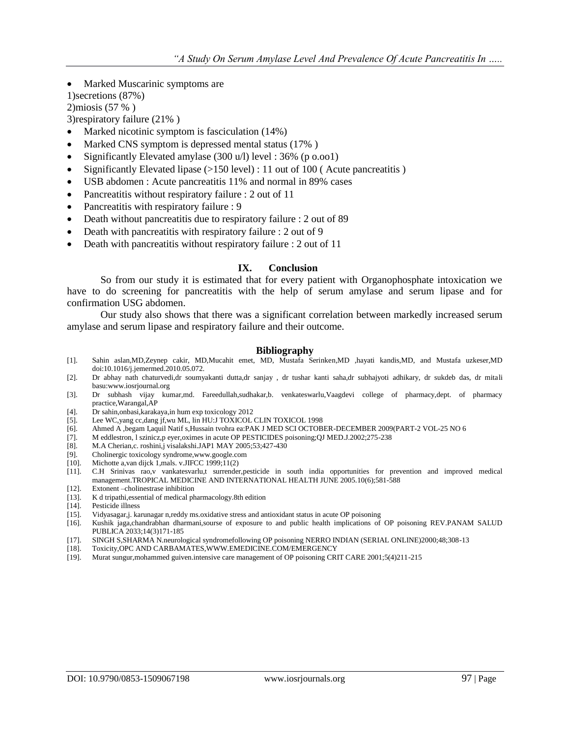- Marked Muscarinic symptoms are

1)secretions (87%)

2)miosis (57 % )

3)respiratory failure (21% )

- Marked nicotinic symptom is fasciculation (14%)
- Marked CNS symptom is depressed mental status (17% )
- Significantly Elevated amylase (300 u/l) level : 36% (p o.oo1)
- Significantly Elevated lipase (>150 level) : 11 out of 100 ( Acute pancreatitis )
- USB abdomen : Acute pancreatitis 11% and normal in 89% cases
- Pancreatitis without respiratory failure : 2 out of 11
- Pancreatitis with respiratory failure : 9
- Death without pancreatitis due to respiratory failure : 2 out of 89
- Death with pancreatitis with respiratory failure : 2 out of 9
- Death with pancreatitis without respiratory failure : 2 out of 11

## IX. Conclusion

So from our study it is estimated that for every patient with Organophosphate intoxication we have to do screening for pancreatitis with the help of serum amylase and serum lipase and for confirmation USG abdomen.

Our study also shows that there was a significant correlation between markedly increased serum amylase and serum lipase and respiratory failure and their outcome.

## Bibliography

[1]. Sahin aslan,MD,Zeynep cakir, MD,Mucahit emet, MD, Mustafa Serinken,MD ,hayati kandis,MD, and Mustafa uzkeser,MD doi:10.1016/j.jemermed.2010.05.072.

[2]. Dr abhay nath chaturvedi,dr soumyakanti dutta,dr sanjay , dr tushar kanti saha,dr subhajyoti adhikary, dr sukdeb das, dr mitali basu:www.iosrjournal.org

[3]. Dr subhash vijay kumar,md. Fareedullah,sudhakar,b. venkateswarlu,Vaagdevi college of pharmacy,dept. of pharmacy practice,Warangal,AP

[4]. Dr sahin,onbasi,karakaya,in hum exp toxicology 2012

[5]. Lee WC,yang cc,dang jf,wu ML, lin HU:J TOXICOL CLIN TOXICOL 1998

[6]. Ahmed A ,begam I,aquil Natif s,Hussain tvohra ea:PAK J MED SCI OCTOBER-DECEMBER 2009(PART-2 VOL-25 NO 6

[7]. M eddlestron, l szinicz,p eyer,oximes in acute OP PESTICIDES poisoning;QJ MED.J.2002;275-238

[8]. M.A Cherian,c. roshini,j visalakshi.JAP1 MAY 2005;53;427-430

[9]. Cholinergic toxicology syndrome,www.google.com

[10]. Michotte a,van dijck 1,mals. v.JIFCC 1999;11(2)

[11]. C.H Srinivas rao,v vankatesvarlu,t surrender,pesticide in south india opportunities for prevention and improved medical management.TROPICAL MEDICINE AND INTERNATIONAL HEALTH JUNE 2005.10(6);581-588

[12]. Extonent –cholinestrase inhibition

[13]. K d tripathi,essential of medical pharmacology.8th edition

[14]. Pesticide illness

[15]. Vidyasagar,j. karunagar n,reddy ms.oxidative stress and antioxidant status in acute OP poisoning

[16]. Kushik jaga,chandrabhan dharmani,sourse of exposure to and public health implications of OP poisoning REV.PANAM SALUD PUBLICA 2033;14(3)171-185

[17]. SINGH S,SHARMA N.neurological syndromefollowing OP poisoning NERRO INDIAN (SERIAL ONLINE)2000;48;308-13

[18]. Toxicity,OPC AND CARBAMATES,WWW.EMEDICINE.COM/EMERGENCY

[19]. Murat sungur,mohammed guiven.intensive care management of OP poisoning CRIT CARE 2001;5(4)211-215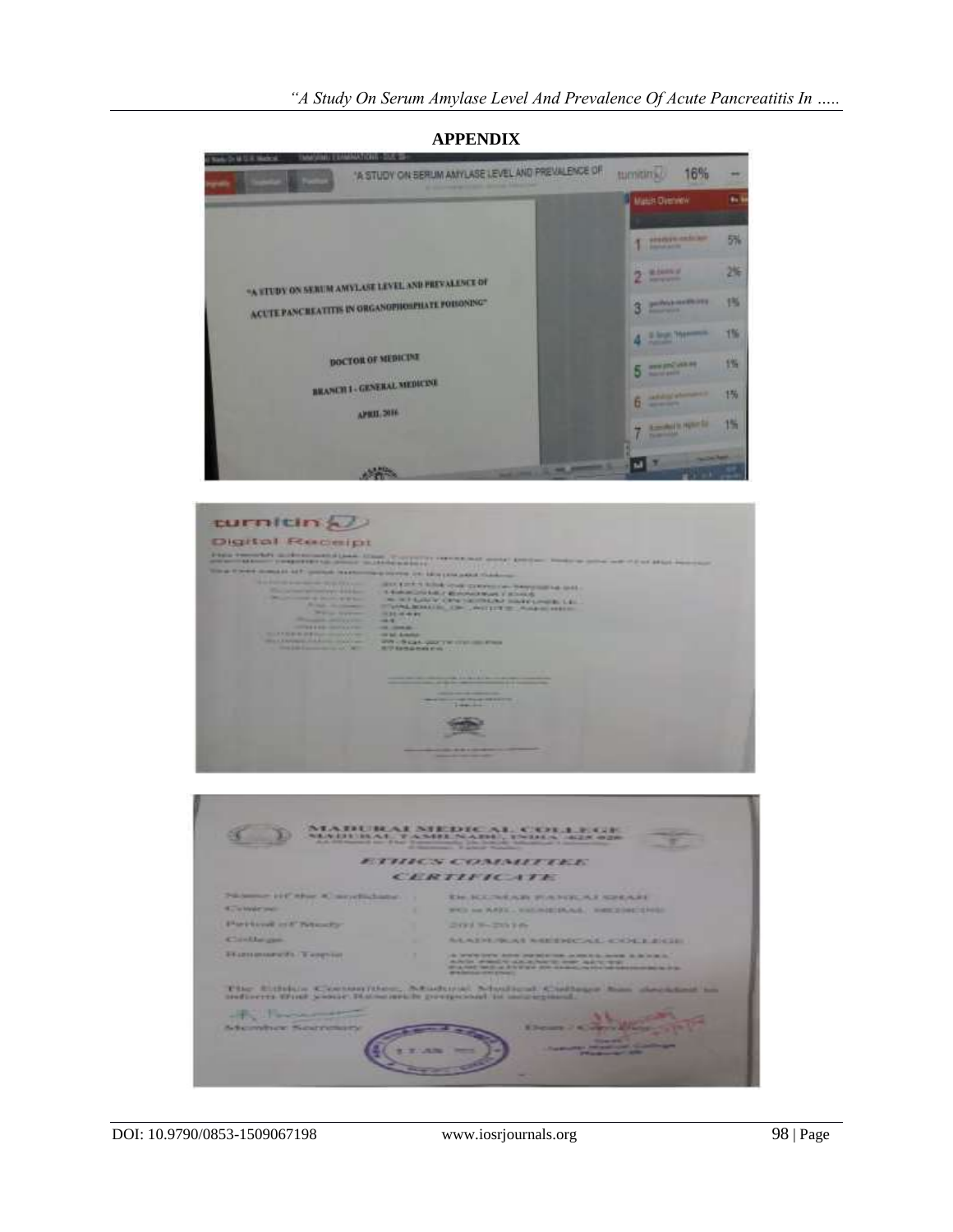## APPENDIX

"A STUDY ON SERUM AMYLASE LEVEL AND PREVALENCE OF turnitin 16%

Match Overview

"A STUDY ON SERUM AMYLASE LEVEL AND PREVALENCE OF ACUTE PANCREATITIS IN ORGANOPHOSPHATE POISONING"

DOCTOR OF MEDICINE

BRANCH I - GENERAL MEDICINE

APRIL 2016

turnitin

Digital Receipt

MADURAI MEDICAL COLLEGE

MADURAI, TAMILNADU, INDIA

ETHICS COMMITTEE

CERTIFICATE

| | | |
|---|---|---|
| Name of the Candidate | : | Dr.KUMAR PANKAJ SHAH |
| Course | : | PG in MD, GENERAL MEDICINE |
| Period of Study | : | 2013-2016 |
| College | : | MADURAI MEDICAL COLLEGE |
| Research Topic | : | A STUDY ON SERUM AMYLASE LEVEL AND PREVALENCE OF ACUTE PANCREATITIS IN ORGANOPHOSPHATE POISONING |

The Ethics Committee, Madurai Medical College has decided to inform that your Research proposal is accepted.

Member Secretary

Dean / Convenor